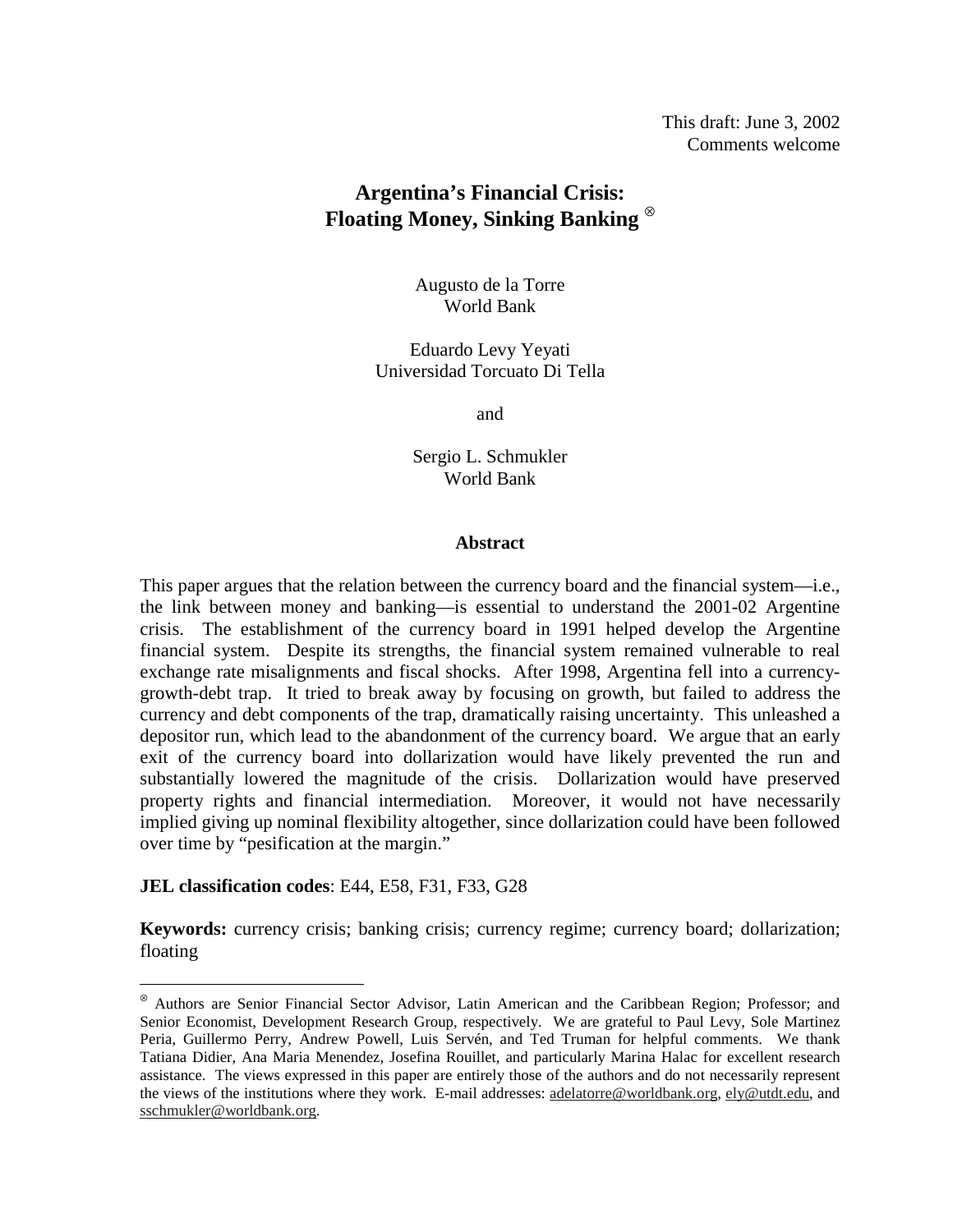This draft: June 3, 2002
Comments welcome

# Argentina's Financial Crisis: Floating Money, Sinking Banking [⊗]

Augusto de la Torre
World Bank

Eduardo Levy Yeyati
Universidad Torcuato Di Tella

and

Sergio L. Schmukler
World Bank

## Abstract

This paper argues that the relation between the currency board and the financial system—i.e., the link between money and banking—is essential to understand the 2001-02 Argentine crisis. The establishment of the currency board in 1991 helped develop the Argentine financial system. Despite its strengths, the financial system remained vulnerable to real exchange rate misalignments and fiscal shocks. After 1998, Argentina fell into a currency-growth-debt trap. It tried to break away by focusing on growth, but failed to address the currency and debt components of the trap, dramatically raising uncertainty. This unleashed a depositor run, which lead to the abandonment of the currency board. We argue that an early exit of the currency board into dollarization would have likely prevented the run and substantially lowered the magnitude of the crisis. Dollarization would have preserved property rights and financial intermediation. Moreover, it would not have necessarily implied giving up nominal flexibility altogether, since dollarization could have been followed over time by "pesification at the margin."

**JEL classification codes**: E44, E58, F31, F33, G28

**Keywords:** currency crisis; banking crisis; currency regime; currency board; dollarization; floating

---

[⊗] Authors are Senior Financial Sector Advisor, Latin American and the Caribbean Region; Professor; and Senior Economist, Development Research Group, respectively. We are grateful to Paul Levy, Sole Martinez Peria, Guillermo Perry, Andrew Powell, Luis Servén, and Ted Truman for helpful comments. We thank Tatiana Didier, Ana Maria Menendez, Josefina Rouillet, and particularly Marina Halac for excellent research assistance. The views expressed in this paper are entirely those of the authors and do not necessarily represent the views of the institutions where they work. E-mail addresses: adelatorre@worldbank.org, ely@utdt.edu, and sschmukler@worldbank.org.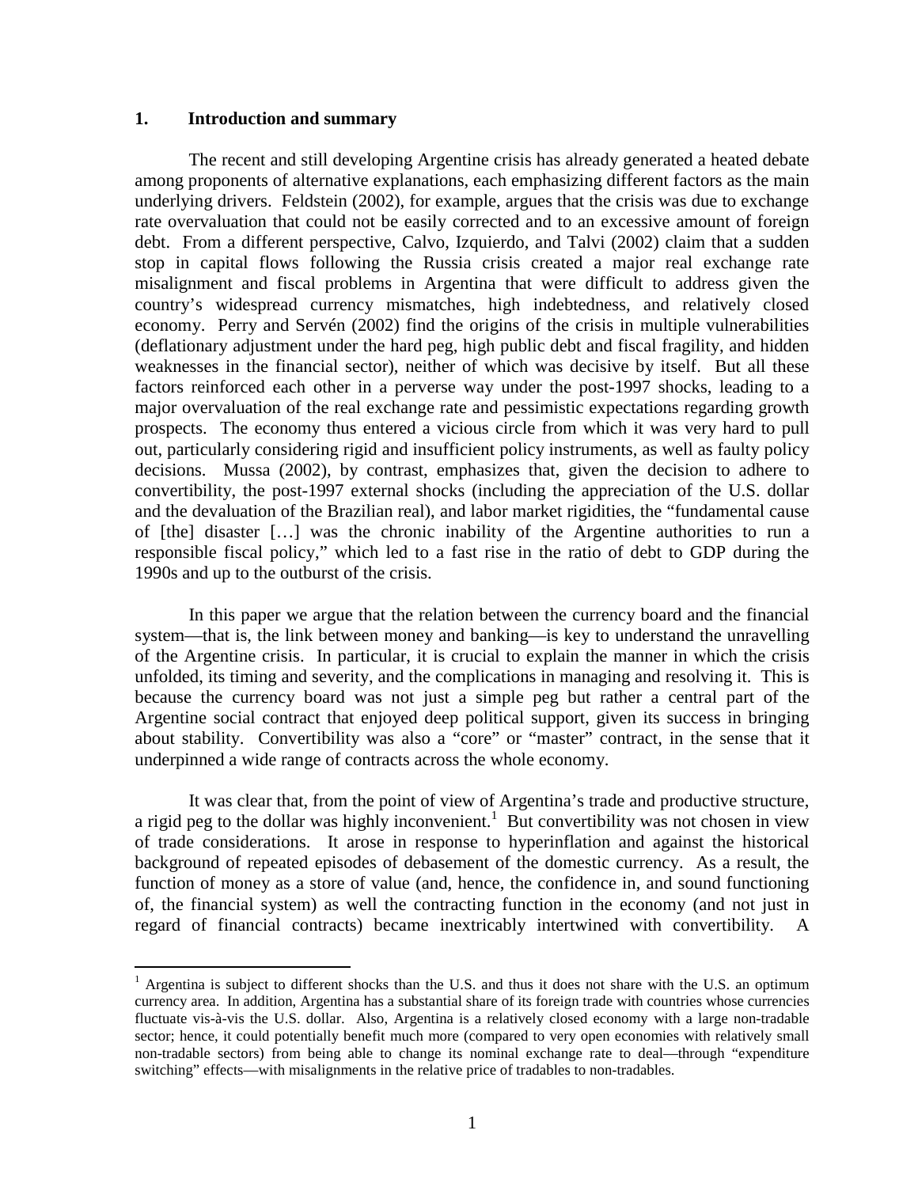## 1. Introduction and summary

The recent and still developing Argentine crisis has already generated a heated debate among proponents of alternative explanations, each emphasizing different factors as the main underlying drivers. Feldstein (2002), for example, argues that the crisis was due to exchange rate overvaluation that could not be easily corrected and to an excessive amount of foreign debt. From a different perspective, Calvo, Izquierdo, and Talvi (2002) claim that a sudden stop in capital flows following the Russia crisis created a major real exchange rate misalignment and fiscal problems in Argentina that were difficult to address given the country's widespread currency mismatches, high indebtedness, and relatively closed economy. Perry and Servén (2002) find the origins of the crisis in multiple vulnerabilities (deflationary adjustment under the hard peg, high public debt and fiscal fragility, and hidden weaknesses in the financial sector), neither of which was decisive by itself. But all these factors reinforced each other in a perverse way under the post-1997 shocks, leading to a major overvaluation of the real exchange rate and pessimistic expectations regarding growth prospects. The economy thus entered a vicious circle from which it was very hard to pull out, particularly considering rigid and insufficient policy instruments, as well as faulty policy decisions. Mussa (2002), by contrast, emphasizes that, given the decision to adhere to convertibility, the post-1997 external shocks (including the appreciation of the U.S. dollar and the devaluation of the Brazilian real), and labor market rigidities, the "fundamental cause of [the] disaster […] was the chronic inability of the Argentine authorities to run a responsible fiscal policy," which led to a fast rise in the ratio of debt to GDP during the 1990s and up to the outburst of the crisis.

In this paper we argue that the relation between the currency board and the financial system—that is, the link between money and banking—is key to understand the unravelling of the Argentine crisis. In particular, it is crucial to explain the manner in which the crisis unfolded, its timing and severity, and the complications in managing and resolving it. This is because the currency board was not just a simple peg but rather a central part of the Argentine social contract that enjoyed deep political support, given its success in bringing about stability. Convertibility was also a "core" or "master" contract, in the sense that it underpinned a wide range of contracts across the whole economy.

It was clear that, from the point of view of Argentina's trade and productive structure, a rigid peg to the dollar was highly inconvenient.[1] But convertibility was not chosen in view of trade considerations. It arose in response to hyperinflation and against the historical background of repeated episodes of debasement of the domestic currency. As a result, the function of money as a store of value (and, hence, the confidence in, and sound functioning of, the financial system) as well the contracting function in the economy (and not just in regard of financial contracts) became inextricably intertwined with convertibility. A

---

[1] Argentina is subject to different shocks than the U.S. and thus it does not share with the U.S. an optimum currency area. In addition, Argentina has a substantial share of its foreign trade with countries whose currencies fluctuate vis-à-vis the U.S. dollar. Also, Argentina is a relatively closed economy with a large non-tradable sector; hence, it could potentially benefit much more (compared to very open economies with relatively small non-tradable sectors) from being able to change its nominal exchange rate to deal—through "expenditure switching" effects—with misalignments in the relative price of tradables to non-tradables.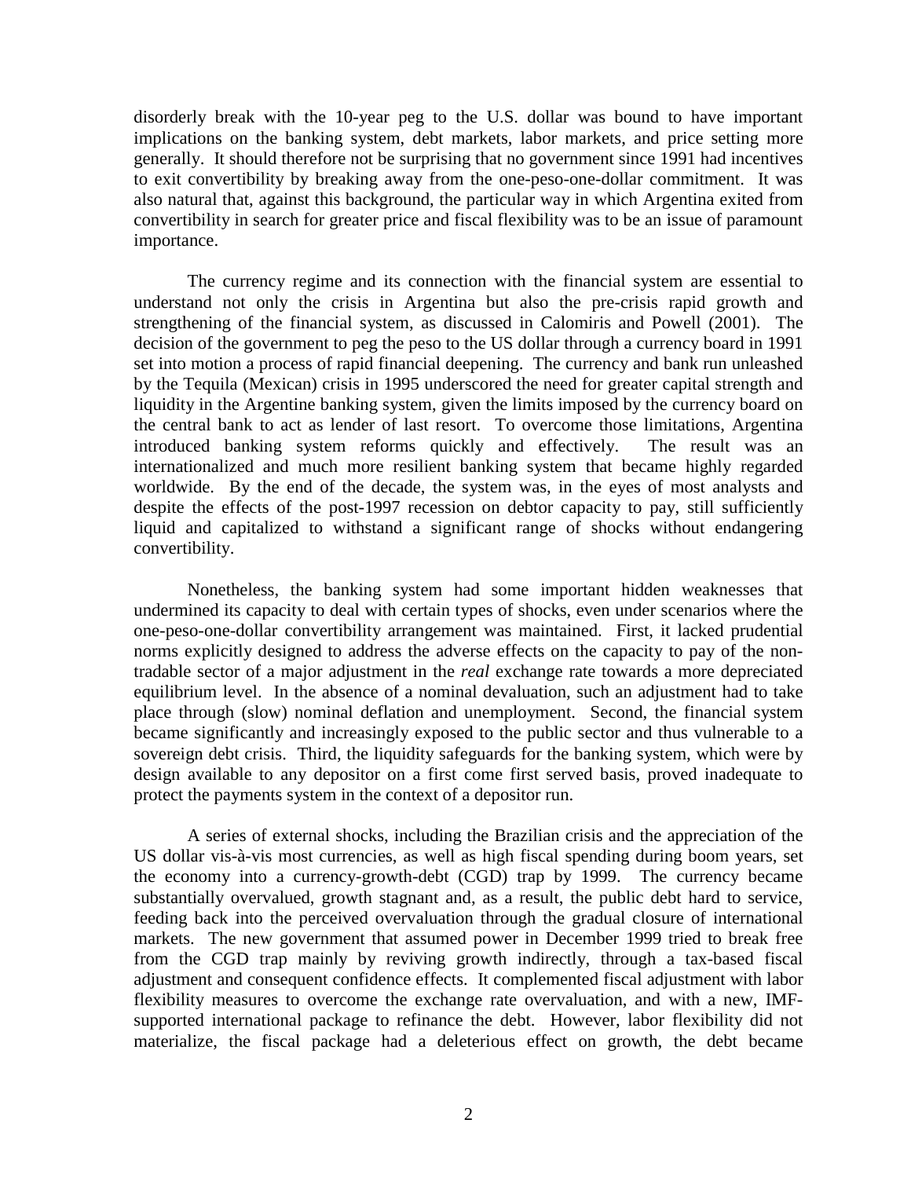disorderly break with the 10-year peg to the U.S. dollar was bound to have important implications on the banking system, debt markets, labor markets, and price setting more generally. It should therefore not be surprising that no government since 1991 had incentives to exit convertibility by breaking away from the one-peso-one-dollar commitment. It was also natural that, against this background, the particular way in which Argentina exited from convertibility in search for greater price and fiscal flexibility was to be an issue of paramount importance.

The currency regime and its connection with the financial system are essential to understand not only the crisis in Argentina but also the pre-crisis rapid growth and strengthening of the financial system, as discussed in Calomiris and Powell (2001). The decision of the government to peg the peso to the US dollar through a currency board in 1991 set into motion a process of rapid financial deepening. The currency and bank run unleashed by the Tequila (Mexican) crisis in 1995 underscored the need for greater capital strength and liquidity in the Argentine banking system, given the limits imposed by the currency board on the central bank to act as lender of last resort. To overcome those limitations, Argentina introduced banking system reforms quickly and effectively. The result was an internationalized and much more resilient banking system that became highly regarded worldwide. By the end of the decade, the system was, in the eyes of most analysts and despite the effects of the post-1997 recession on debtor capacity to pay, still sufficiently liquid and capitalized to withstand a significant range of shocks without endangering convertibility.

Nonetheless, the banking system had some important hidden weaknesses that undermined its capacity to deal with certain types of shocks, even under scenarios where the one-peso-one-dollar convertibility arrangement was maintained. First, it lacked prudential norms explicitly designed to address the adverse effects on the capacity to pay of the non-tradable sector of a major adjustment in the *real* exchange rate towards a more depreciated equilibrium level. In the absence of a nominal devaluation, such an adjustment had to take place through (slow) nominal deflation and unemployment. Second, the financial system became significantly and increasingly exposed to the public sector and thus vulnerable to a sovereign debt crisis. Third, the liquidity safeguards for the banking system, which were by design available to any depositor on a first come first served basis, proved inadequate to protect the payments system in the context of a depositor run.

A series of external shocks, including the Brazilian crisis and the appreciation of the US dollar vis-à-vis most currencies, as well as high fiscal spending during boom years, set the economy into a currency-growth-debt (CGD) trap by 1999. The currency became substantially overvalued, growth stagnant and, as a result, the public debt hard to service, feeding back into the perceived overvaluation through the gradual closure of international markets. The new government that assumed power in December 1999 tried to break free from the CGD trap mainly by reviving growth indirectly, through a tax-based fiscal adjustment and consequent confidence effects. It complemented fiscal adjustment with labor flexibility measures to overcome the exchange rate overvaluation, and with a new, IMF-supported international package to refinance the debt. However, labor flexibility did not materialize, the fiscal package had a deleterious effect on growth, the debt became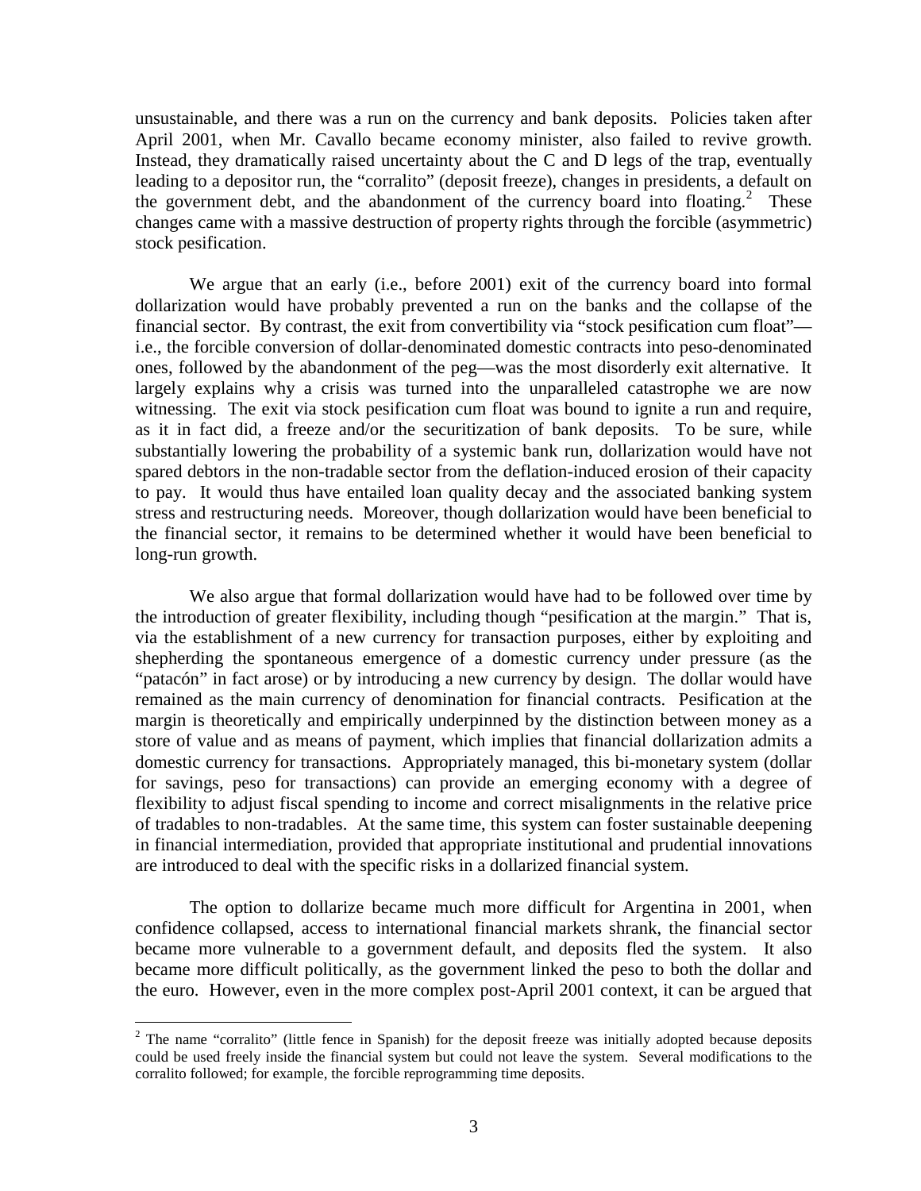unsustainable, and there was a run on the currency and bank deposits. Policies taken after April 2001, when Mr. Cavallo became economy minister, also failed to revive growth. Instead, they dramatically raised uncertainty about the C and D legs of the trap, eventually leading to a depositor run, the "corralito" (deposit freeze), changes in presidents, a default on the government debt, and the abandonment of the currency board into floating.[2] These changes came with a massive destruction of property rights through the forcible (asymmetric) stock pesification.

We argue that an early (i.e., before 2001) exit of the currency board into formal dollarization would have probably prevented a run on the banks and the collapse of the financial sector. By contrast, the exit from convertibility via "stock pesification cum float"—i.e., the forcible conversion of dollar-denominated domestic contracts into peso-denominated ones, followed by the abandonment of the peg—was the most disorderly exit alternative. It largely explains why a crisis was turned into the unparalleled catastrophe we are now witnessing. The exit via stock pesification cum float was bound to ignite a run and require, as it in fact did, a freeze and/or the securitization of bank deposits. To be sure, while substantially lowering the probability of a systemic bank run, dollarization would have not spared debtors in the non-tradable sector from the deflation-induced erosion of their capacity to pay. It would thus have entailed loan quality decay and the associated banking system stress and restructuring needs. Moreover, though dollarization would have been beneficial to the financial sector, it remains to be determined whether it would have been beneficial to long-run growth.

We also argue that formal dollarization would have had to be followed over time by the introduction of greater flexibility, including though "pesification at the margin." That is, via the establishment of a new currency for transaction purposes, either by exploiting and shepherding the spontaneous emergence of a domestic currency under pressure (as the "patacón" in fact arose) or by introducing a new currency by design. The dollar would have remained as the main currency of denomination for financial contracts. Pesification at the margin is theoretically and empirically underpinned by the distinction between money as a store of value and as means of payment, which implies that financial dollarization admits a domestic currency for transactions. Appropriately managed, this bi-monetary system (dollar for savings, peso for transactions) can provide an emerging economy with a degree of flexibility to adjust fiscal spending to income and correct misalignments in the relative price of tradables to non-tradables. At the same time, this system can foster sustainable deepening in financial intermediation, provided that appropriate institutional and prudential innovations are introduced to deal with the specific risks in a dollarized financial system.

The option to dollarize became much more difficult for Argentina in 2001, when confidence collapsed, access to international financial markets shrank, the financial sector became more vulnerable to a government default, and deposits fled the system. It also became more difficult politically, as the government linked the peso to both the dollar and the euro. However, even in the more complex post-April 2001 context, it can be argued that

[2] The name "corralito" (little fence in Spanish) for the deposit freeze was initially adopted because deposits could be used freely inside the financial system but could not leave the system. Several modifications to the corralito followed; for example, the forcible reprogramming time deposits.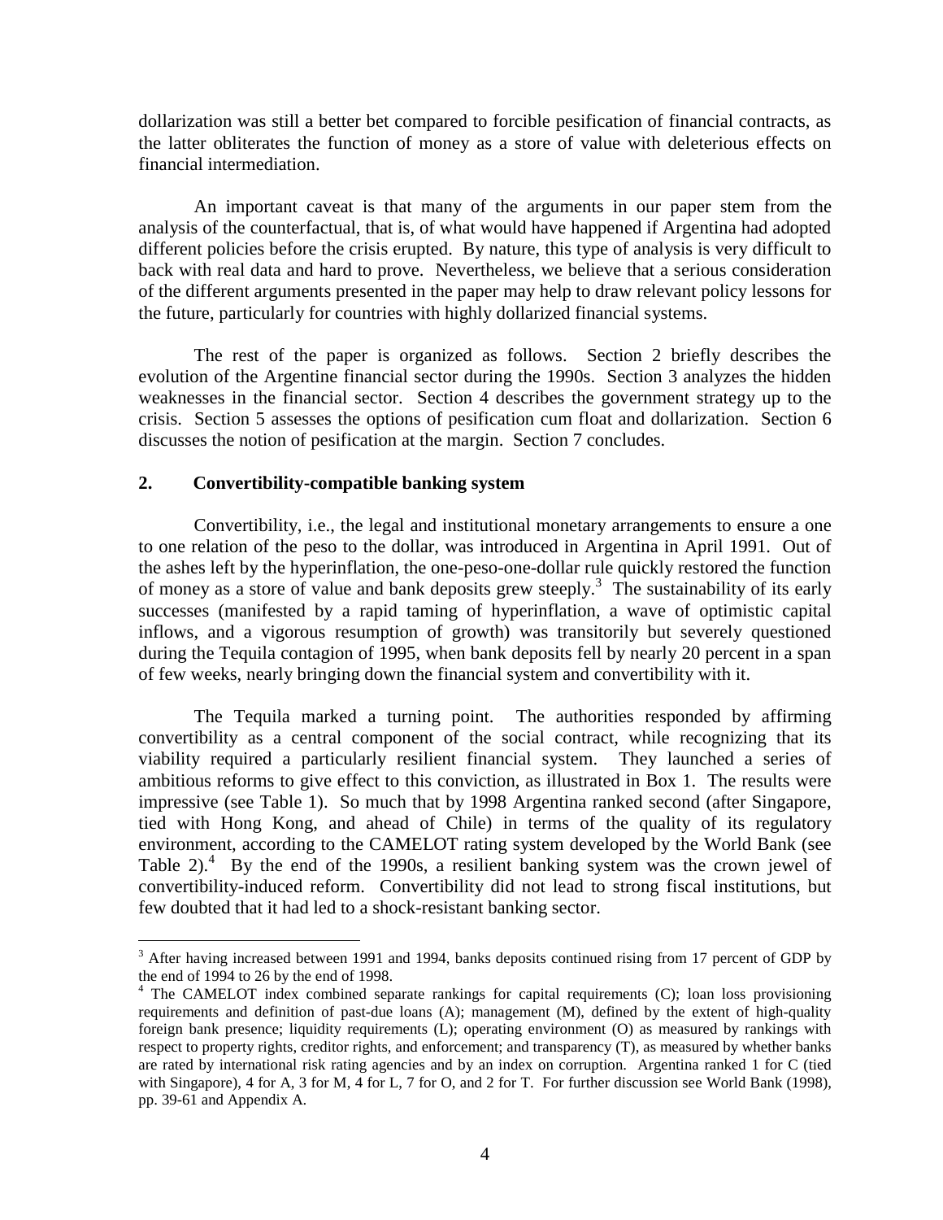dollarization was still a better bet compared to forcible pesification of financial contracts, as the latter obliterates the function of money as a store of value with deleterious effects on financial intermediation.

An important caveat is that many of the arguments in our paper stem from the analysis of the counterfactual, that is, of what would have happened if Argentina had adopted different policies before the crisis erupted. By nature, this type of analysis is very difficult to back with real data and hard to prove. Nevertheless, we believe that a serious consideration of the different arguments presented in the paper may help to draw relevant policy lessons for the future, particularly for countries with highly dollarized financial systems.

The rest of the paper is organized as follows. Section 2 briefly describes the evolution of the Argentine financial sector during the 1990s. Section 3 analyzes the hidden weaknesses in the financial sector. Section 4 describes the government strategy up to the crisis. Section 5 assesses the options of pesification cum float and dollarization. Section 6 discusses the notion of pesification at the margin. Section 7 concludes.

## 2. Convertibility-compatible banking system

Convertibility, i.e., the legal and institutional monetary arrangements to ensure a one to one relation of the peso to the dollar, was introduced in Argentina in April 1991. Out of the ashes left by the hyperinflation, the one-peso-one-dollar rule quickly restored the function of money as a store of value and bank deposits grew steeply.[3] The sustainability of its early successes (manifested by a rapid taming of hyperinflation, a wave of optimistic capital inflows, and a vigorous resumption of growth) was transitorily but severely questioned during the Tequila contagion of 1995, when bank deposits fell by nearly 20 percent in a span of few weeks, nearly bringing down the financial system and convertibility with it.

The Tequila marked a turning point. The authorities responded by affirming convertibility as a central component of the social contract, while recognizing that its viability required a particularly resilient financial system. They launched a series of ambitious reforms to give effect to this conviction, as illustrated in Box 1. The results were impressive (see Table 1). So much that by 1998 Argentina ranked second (after Singapore, tied with Hong Kong, and ahead of Chile) in terms of the quality of its regulatory environment, according to the CAMELOT rating system developed by the World Bank (see Table 2).[4] By the end of the 1990s, a resilient banking system was the crown jewel of convertibility-induced reform. Convertibility did not lead to strong fiscal institutions, but few doubted that it had led to a shock-resistant banking sector.

[3] After having increased between 1991 and 1994, banks deposits continued rising from 17 percent of GDP by the end of 1994 to 26 by the end of 1998.

[4] The CAMELOT index combined separate rankings for capital requirements (C); loan loss provisioning requirements and definition of past-due loans (A); management (M), defined by the extent of high-quality foreign bank presence; liquidity requirements (L); operating environment (O) as measured by rankings with respect to property rights, creditor rights, and enforcement; and transparency (T), as measured by whether banks are rated by international risk rating agencies and by an index on corruption. Argentina ranked 1 for C (tied with Singapore), 4 for A, 3 for M, 4 for L, 7 for O, and 2 for T. For further discussion see World Bank (1998), pp. 39-61 and Appendix A.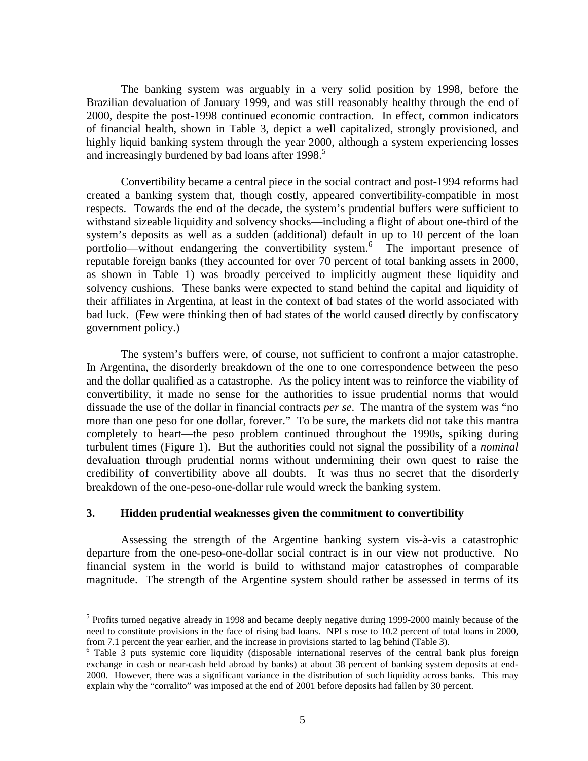The banking system was arguably in a very solid position by 1998, before the Brazilian devaluation of January 1999, and was still reasonably healthy through the end of 2000, despite the post-1998 continued economic contraction. In effect, common indicators of financial health, shown in Table 3, depict a well capitalized, strongly provisioned, and highly liquid banking system through the year 2000, although a system experiencing losses and increasingly burdened by bad loans after 1998.[5]

Convertibility became a central piece in the social contract and post-1994 reforms had created a banking system that, though costly, appeared convertibility-compatible in most respects. Towards the end of the decade, the system's prudential buffers were sufficient to withstand sizeable liquidity and solvency shocks—including a flight of about one-third of the system's deposits as well as a sudden (additional) default in up to 10 percent of the loan portfolio—without endangering the convertibility system.[6] The important presence of reputable foreign banks (they accounted for over 70 percent of total banking assets in 2000, as shown in Table 1) was broadly perceived to implicitly augment these liquidity and solvency cushions. These banks were expected to stand behind the capital and liquidity of their affiliates in Argentina, at least in the context of bad states of the world associated with bad luck. (Few were thinking then of bad states of the world caused directly by confiscatory government policy.)

The system's buffers were, of course, not sufficient to confront a major catastrophe. In Argentina, the disorderly breakdown of the one to one correspondence between the peso and the dollar qualified as a catastrophe. As the policy intent was to reinforce the viability of convertibility, it made no sense for the authorities to issue prudential norms that would dissuade the use of the dollar in financial contracts *per se*. The mantra of the system was "no more than one peso for one dollar, forever." To be sure, the markets did not take this mantra completely to heart—the peso problem continued throughout the 1990s, spiking during turbulent times (Figure 1). But the authorities could not signal the possibility of a *nominal* devaluation through prudential norms without undermining their own quest to raise the credibility of convertibility above all doubts. It was thus no secret that the disorderly breakdown of the one-peso-one-dollar rule would wreck the banking system.

## 3. Hidden prudential weaknesses given the commitment to convertibility

Assessing the strength of the Argentine banking system vis-à-vis a catastrophic departure from the one-peso-one-dollar social contract is in our view not productive. No financial system in the world is build to withstand major catastrophes of comparable magnitude. The strength of the Argentine system should rather be assessed in terms of its

[5] Profits turned negative already in 1998 and became deeply negative during 1999-2000 mainly because of the need to constitute provisions in the face of rising bad loans. NPLs rose to 10.2 percent of total loans in 2000, from 7.1 percent the year earlier, and the increase in provisions started to lag behind (Table 3).

[6] Table 3 puts systemic core liquidity (disposable international reserves of the central bank plus foreign exchange in cash or near-cash held abroad by banks) at about 38 percent of banking system deposits at end-2000. However, there was a significant variance in the distribution of such liquidity across banks. This may explain why the "corralito" was imposed at the end of 2001 before deposits had fallen by 30 percent.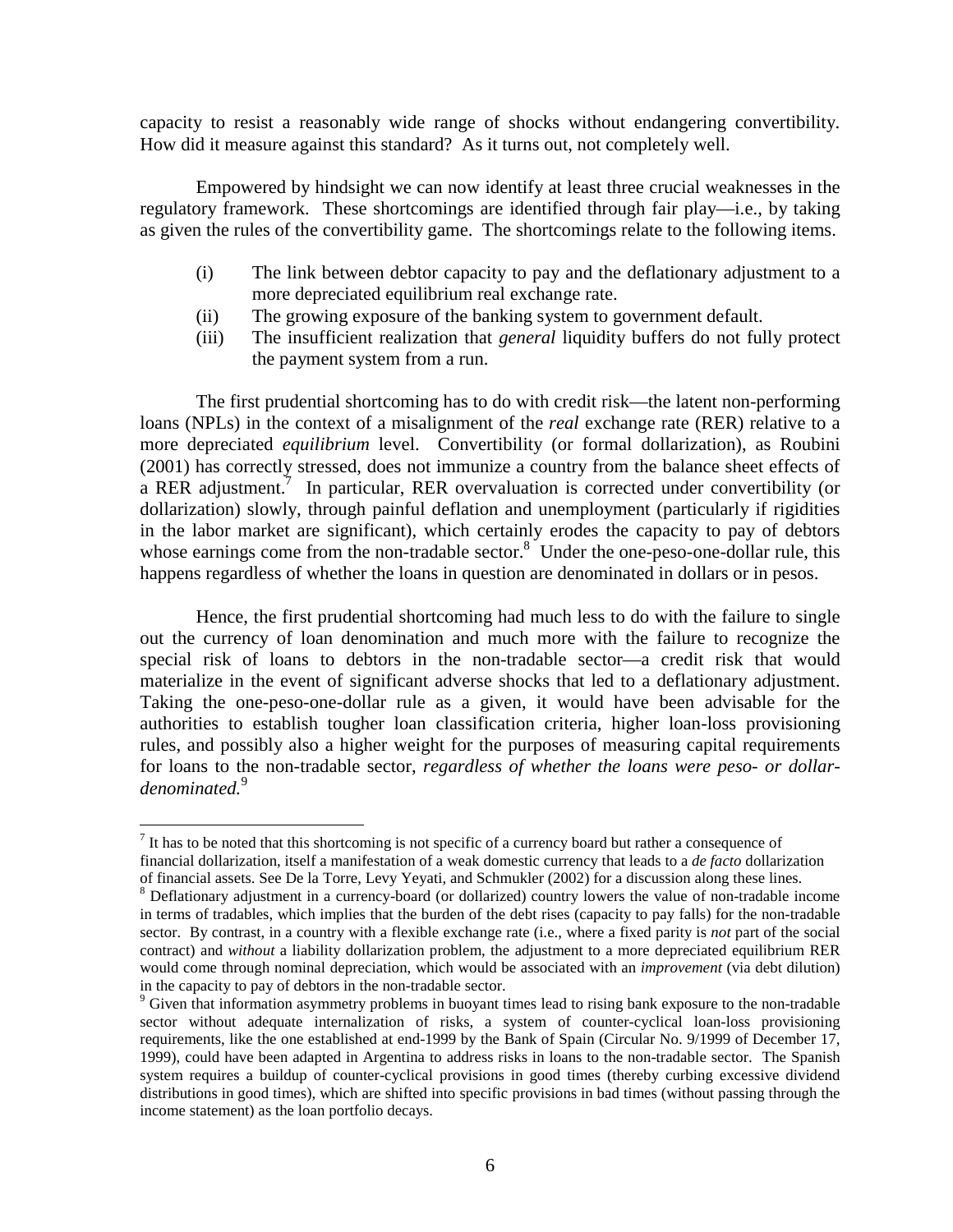capacity to resist a reasonably wide range of shocks without endangering convertibility. How did it measure against this standard? As it turns out, not completely well.

Empowered by hindsight we can now identify at least three crucial weaknesses in the regulatory framework. These shortcomings are identified through fair play—i.e., by taking as given the rules of the convertibility game. The shortcomings relate to the following items.

(i) The link between debtor capacity to pay and the deflationary adjustment to a more depreciated equilibrium real exchange rate.

(ii) The growing exposure of the banking system to government default.

(iii) The insufficient realization that *general* liquidity buffers do not fully protect the payment system from a run.

The first prudential shortcoming has to do with credit risk—the latent non-performing loans (NPLs) in the context of a misalignment of the *real* exchange rate (RER) relative to a more depreciated *equilibrium* level. Convertibility (or formal dollarization), as Roubini (2001) has correctly stressed, does not immunize a country from the balance sheet effects of a RER adjustment.[7] In particular, RER overvaluation is corrected under convertibility (or dollarization) slowly, through painful deflation and unemployment (particularly if rigidities in the labor market are significant), which certainly erodes the capacity to pay of debtors whose earnings come from the non-tradable sector.[8] Under the one-peso-one-dollar rule, this happens regardless of whether the loans in question are denominated in dollars or in pesos.

Hence, the first prudential shortcoming had much less to do with the failure to single out the currency of loan denomination and much more with the failure to recognize the special risk of loans to debtors in the non-tradable sector—a credit risk that would materialize in the event of significant adverse shocks that led to a deflationary adjustment. Taking the one-peso-one-dollar rule as a given, it would have been advisable for the authorities to establish tougher loan classification criteria, higher loan-loss provisioning rules, and possibly also a higher weight for the purposes of measuring capital requirements for loans to the non-tradable sector, *regardless of whether the loans were peso- or dollar-denominated.*[9]

---

[7] It has to be noted that this shortcoming is not specific of a currency board but rather a consequence of financial dollarization, itself a manifestation of a weak domestic currency that leads to a *de facto* dollarization of financial assets. See De la Torre, Levy Yeyati, and Schmukler (2002) for a discussion along these lines.

[8] Deflationary adjustment in a currency-board (or dollarized) country lowers the value of non-tradable income in terms of tradables, which implies that the burden of the debt rises (capacity to pay falls) for the non-tradable sector. By contrast, in a country with a flexible exchange rate (i.e., where a fixed parity is *not* part of the social contract) and *without* a liability dollarization problem, the adjustment to a more depreciated equilibrium RER would come through nominal depreciation, which would be associated with an *improvement* (via debt dilution) in the capacity to pay of debtors in the non-tradable sector.

[9] Given that information asymmetry problems in buoyant times lead to rising bank exposure to the non-tradable sector without adequate internalization of risks, a system of counter-cyclical loan-loss provisioning requirements, like the one established at end-1999 by the Bank of Spain (Circular No. 9/1999 of December 17, 1999), could have been adapted in Argentina to address risks in loans to the non-tradable sector. The Spanish system requires a buildup of counter-cyclical provisions in good times (thereby curbing excessive dividend distributions in good times), which are shifted into specific provisions in bad times (without passing through the income statement) as the loan portfolio decays.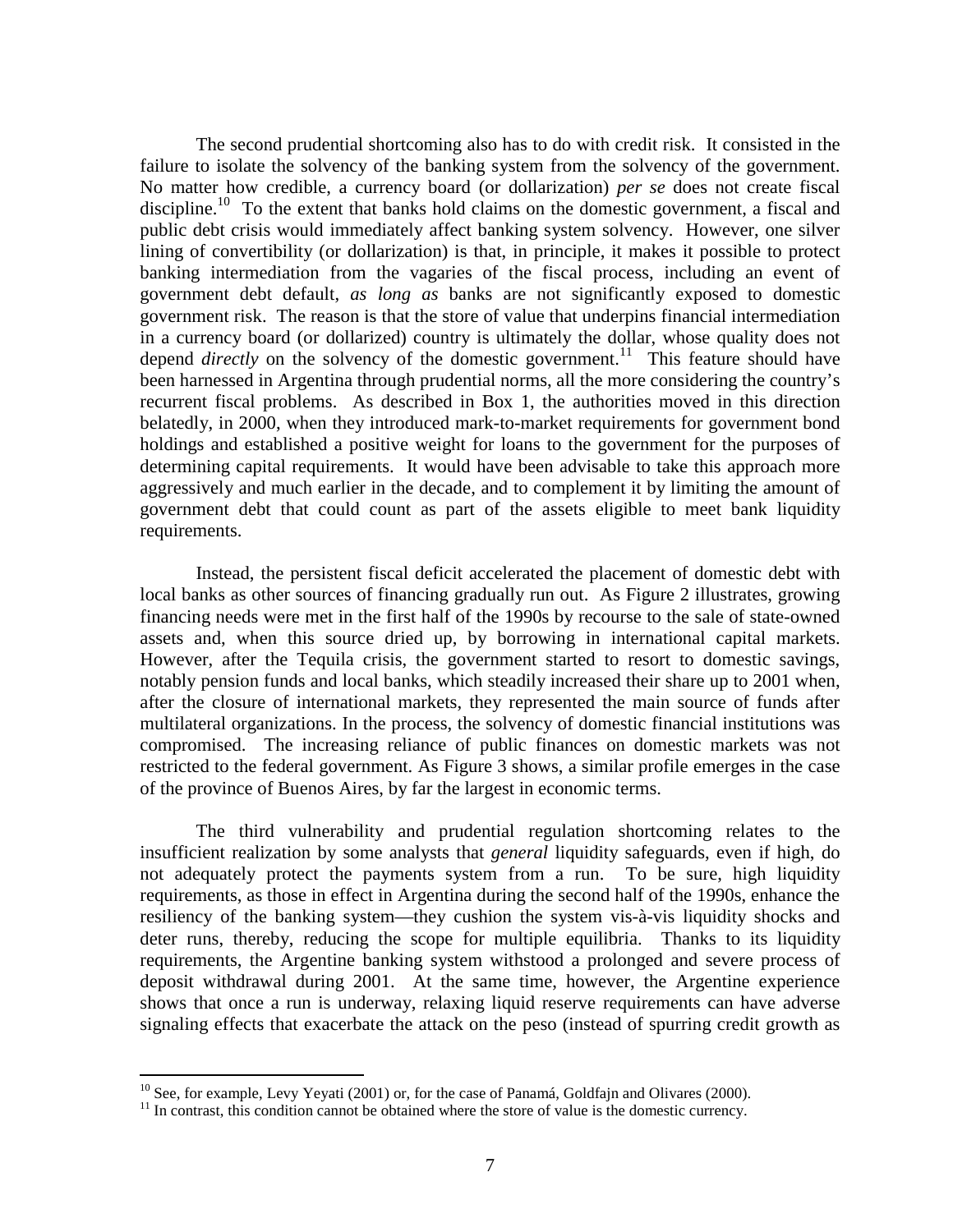The second prudential shortcoming also has to do with credit risk. It consisted in the failure to isolate the solvency of the banking system from the solvency of the government. No matter how credible, a currency board (or dollarization) *per se* does not create fiscal discipline.[10] To the extent that banks hold claims on the domestic government, a fiscal and public debt crisis would immediately affect banking system solvency. However, one silver lining of convertibility (or dollarization) is that, in principle, it makes it possible to protect banking intermediation from the vagaries of the fiscal process, including an event of government debt default, *as long as* banks are not significantly exposed to domestic government risk. The reason is that the store of value that underpins financial intermediation in a currency board (or dollarized) country is ultimately the dollar, whose quality does not depend *directly* on the solvency of the domestic government.[11] This feature should have been harnessed in Argentina through prudential norms, all the more considering the country's recurrent fiscal problems. As described in Box 1, the authorities moved in this direction belatedly, in 2000, when they introduced mark-to-market requirements for government bond holdings and established a positive weight for loans to the government for the purposes of determining capital requirements. It would have been advisable to take this approach more aggressively and much earlier in the decade, and to complement it by limiting the amount of government debt that could count as part of the assets eligible to meet bank liquidity requirements.

Instead, the persistent fiscal deficit accelerated the placement of domestic debt with local banks as other sources of financing gradually run out. As Figure 2 illustrates, growing financing needs were met in the first half of the 1990s by recourse to the sale of state-owned assets and, when this source dried up, by borrowing in international capital markets. However, after the Tequila crisis, the government started to resort to domestic savings, notably pension funds and local banks, which steadily increased their share up to 2001 when, after the closure of international markets, they represented the main source of funds after multilateral organizations. In the process, the solvency of domestic financial institutions was compromised. The increasing reliance of public finances on domestic markets was not restricted to the federal government. As Figure 3 shows, a similar profile emerges in the case of the province of Buenos Aires, by far the largest in economic terms.

The third vulnerability and prudential regulation shortcoming relates to the insufficient realization by some analysts that *general* liquidity safeguards, even if high, do not adequately protect the payments system from a run. To be sure, high liquidity requirements, as those in effect in Argentina during the second half of the 1990s, enhance the resiliency of the banking system—they cushion the system vis-à-vis liquidity shocks and deter runs, thereby, reducing the scope for multiple equilibria. Thanks to its liquidity requirements, the Argentine banking system withstood a prolonged and severe process of deposit withdrawal during 2001. At the same time, however, the Argentine experience shows that once a run is underway, relaxing liquid reserve requirements can have adverse signaling effects that exacerbate the attack on the peso (instead of spurring credit growth as

---

[10] See, for example, Levy Yeyati (2001) or, for the case of Panamá, Goldfajn and Olivares (2000).

[11] In contrast, this condition cannot be obtained where the store of value is the domestic currency.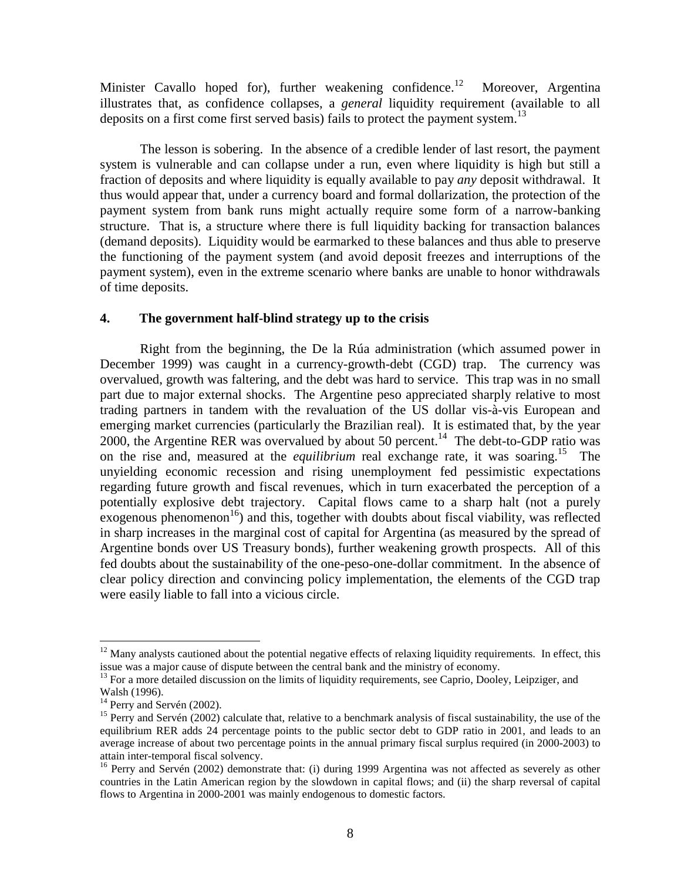Minister Cavallo hoped for), further weakening confidence.[12] Moreover, Argentina illustrates that, as confidence collapses, a *general* liquidity requirement (available to all deposits on a first come first served basis) fails to protect the payment system.[13]

The lesson is sobering. In the absence of a credible lender of last resort, the payment system is vulnerable and can collapse under a run, even where liquidity is high but still a fraction of deposits and where liquidity is equally available to pay *any* deposit withdrawal. It thus would appear that, under a currency board and formal dollarization, the protection of the payment system from bank runs might actually require some form of a narrow-banking structure. That is, a structure where there is full liquidity backing for transaction balances (demand deposits). Liquidity would be earmarked to these balances and thus able to preserve the functioning of the payment system (and avoid deposit freezes and interruptions of the payment system), even in the extreme scenario where banks are unable to honor withdrawals of time deposits.

## 4. The government half-blind strategy up to the crisis

Right from the beginning, the De la Rúa administration (which assumed power in December 1999) was caught in a currency-growth-debt (CGD) trap. The currency was overvalued, growth was faltering, and the debt was hard to service. This trap was in no small part due to major external shocks. The Argentine peso appreciated sharply relative to most trading partners in tandem with the revaluation of the US dollar vis-à-vis European and emerging market currencies (particularly the Brazilian real). It is estimated that, by the year 2000, the Argentine RER was overvalued by about 50 percent.[14] The debt-to-GDP ratio was on the rise and, measured at the *equilibrium* real exchange rate, it was soaring.[15] The unyielding economic recession and rising unemployment fed pessimistic expectations regarding future growth and fiscal revenues, which in turn exacerbated the perception of a potentially explosive debt trajectory. Capital flows came to a sharp halt (not a purely exogenous phenomenon[16]) and this, together with doubts about fiscal viability, was reflected in sharp increases in the marginal cost of capital for Argentina (as measured by the spread of Argentine bonds over US Treasury bonds), further weakening growth prospects. All of this fed doubts about the sustainability of the one-peso-one-dollar commitment. In the absence of clear policy direction and convincing policy implementation, the elements of the CGD trap were easily liable to fall into a vicious circle.

---

[12] Many analysts cautioned about the potential negative effects of relaxing liquidity requirements. In effect, this issue was a major cause of dispute between the central bank and the ministry of economy.

[13] For a more detailed discussion on the limits of liquidity requirements, see Caprio, Dooley, Leipziger, and Walsh (1996).

[14] Perry and Servén (2002).

[15] Perry and Servén (2002) calculate that, relative to a benchmark analysis of fiscal sustainability, the use of the equilibrium RER adds 24 percentage points to the public sector debt to GDP ratio in 2001, and leads to an average increase of about two percentage points in the annual primary fiscal surplus required (in 2000-2003) to attain inter-temporal fiscal solvency.

[16] Perry and Servén (2002) demonstrate that: (i) during 1999 Argentina was not affected as severely as other countries in the Latin American region by the slowdown in capital flows; and (ii) the sharp reversal of capital flows to Argentina in 2000-2001 was mainly endogenous to domestic factors.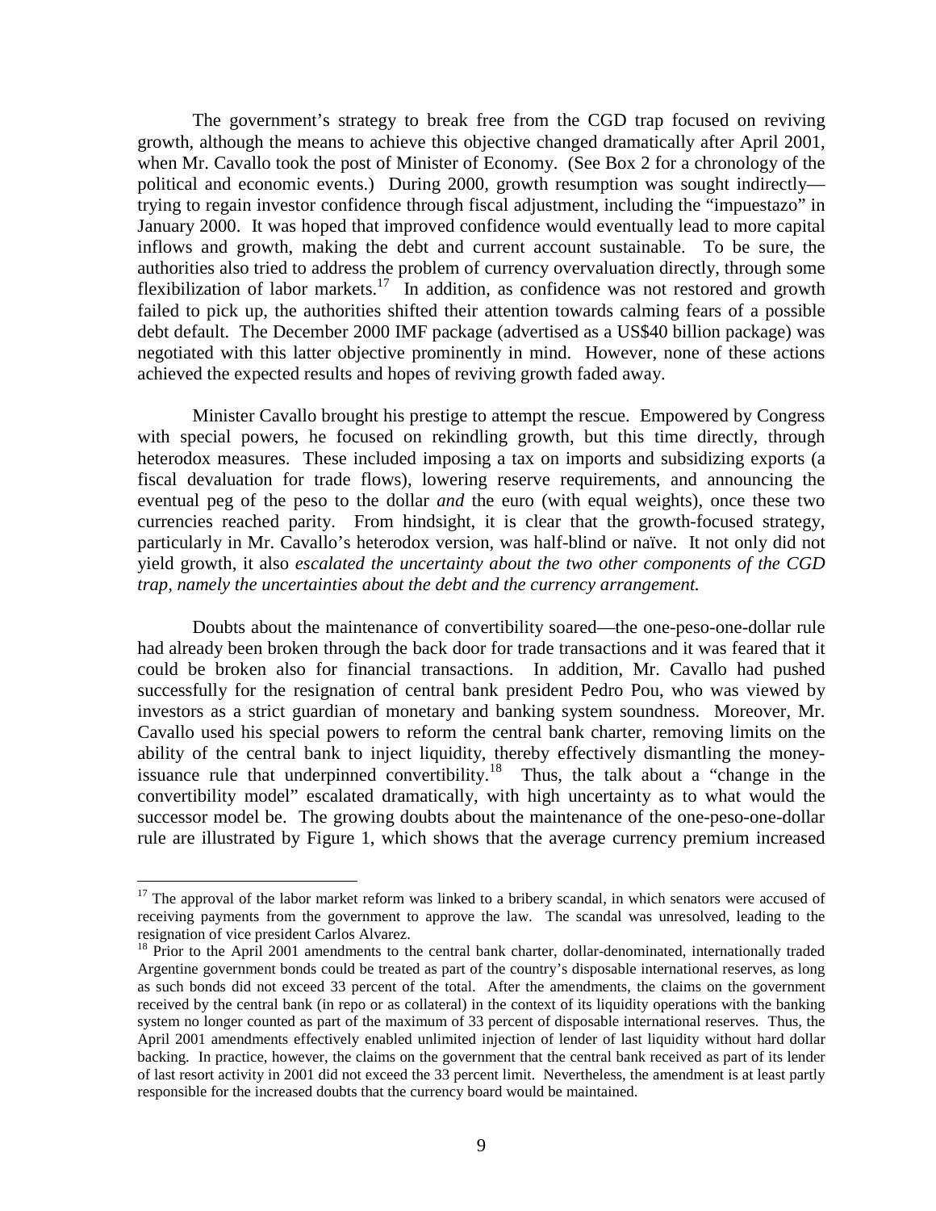The government's strategy to break free from the CGD trap focused on reviving growth, although the means to achieve this objective changed dramatically after April 2001, when Mr. Cavallo took the post of Minister of Economy. (See Box 2 for a chronology of the political and economic events.) During 2000, growth resumption was sought indirectly—trying to regain investor confidence through fiscal adjustment, including the "impuestazo" in January 2000. It was hoped that improved confidence would eventually lead to more capital inflows and growth, making the debt and current account sustainable. To be sure, the authorities also tried to address the problem of currency overvaluation directly, through some flexibilization of labor markets.[17] In addition, as confidence was not restored and growth failed to pick up, the authorities shifted their attention towards calming fears of a possible debt default. The December 2000 IMF package (advertised as a US$40 billion package) was negotiated with this latter objective prominently in mind. However, none of these actions achieved the expected results and hopes of reviving growth faded away.

Minister Cavallo brought his prestige to attempt the rescue. Empowered by Congress with special powers, he focused on rekindling growth, but this time directly, through heterodox measures. These included imposing a tax on imports and subsidizing exports (a fiscal devaluation for trade flows), lowering reserve requirements, and announcing the eventual peg of the peso to the dollar *and* the euro (with equal weights), once these two currencies reached parity. From hindsight, it is clear that the growth-focused strategy, particularly in Mr. Cavallo's heterodox version, was half-blind or naïve. It not only did not yield growth, it also *escalated the uncertainty about the two other components of the CGD trap, namely the uncertainties about the debt and the currency arrangement.*

Doubts about the maintenance of convertibility soared—the one-peso-one-dollar rule had already been broken through the back door for trade transactions and it was feared that it could be broken also for financial transactions. In addition, Mr. Cavallo had pushed successfully for the resignation of central bank president Pedro Pou, who was viewed by investors as a strict guardian of monetary and banking system soundness. Moreover, Mr. Cavallo used his special powers to reform the central bank charter, removing limits on the ability of the central bank to inject liquidity, thereby effectively dismantling the money-issuance rule that underpinned convertibility.[18] Thus, the talk about a "change in the convertibility model" escalated dramatically, with high uncertainty as to what would the successor model be. The growing doubts about the maintenance of the one-peso-one-dollar rule are illustrated by Figure 1, which shows that the average currency premium increased

---

[17] The approval of the labor market reform was linked to a bribery scandal, in which senators were accused of receiving payments from the government to approve the law. The scandal was unresolved, leading to the resignation of vice president Carlos Alvarez.

[18] Prior to the April 2001 amendments to the central bank charter, dollar-denominated, internationally traded Argentine government bonds could be treated as part of the country's disposable international reserves, as long as such bonds did not exceed 33 percent of the total. After the amendments, the claims on the government received by the central bank (in repo or as collateral) in the context of its liquidity operations with the banking system no longer counted as part of the maximum of 33 percent of disposable international reserves. Thus, the April 2001 amendments effectively enabled unlimited injection of lender of last liquidity without hard dollar backing. In practice, however, the claims on the government that the central bank received as part of its lender of last resort activity in 2001 did not exceed the 33 percent limit. Nevertheless, the amendment is at least partly responsible for the increased doubts that the currency board would be maintained.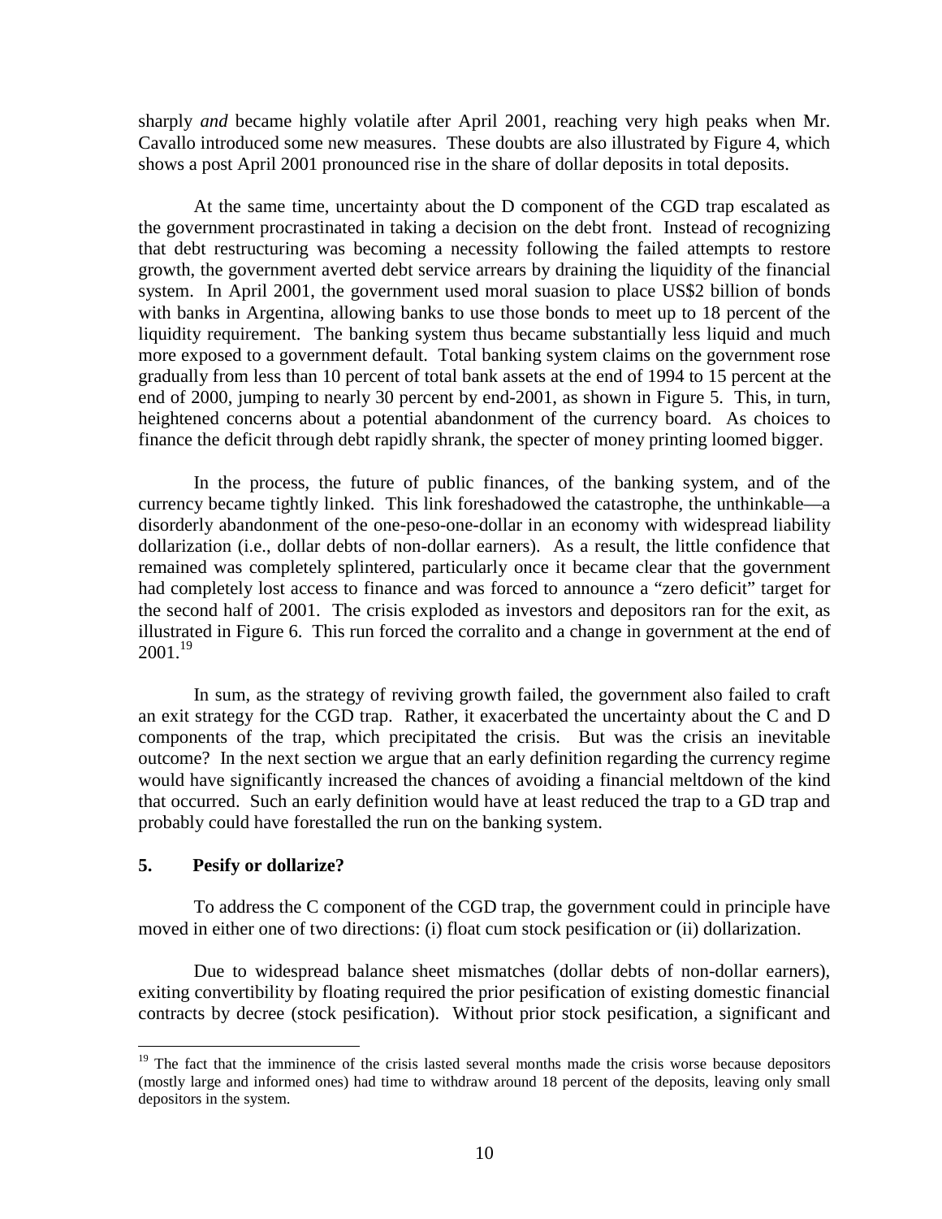sharply *and* became highly volatile after April 2001, reaching very high peaks when Mr. Cavallo introduced some new measures. These doubts are also illustrated by Figure 4, which shows a post April 2001 pronounced rise in the share of dollar deposits in total deposits.

At the same time, uncertainty about the D component of the CGD trap escalated as the government procrastinated in taking a decision on the debt front. Instead of recognizing that debt restructuring was becoming a necessity following the failed attempts to restore growth, the government averted debt service arrears by draining the liquidity of the financial system. In April 2001, the government used moral suasion to place US$2 billion of bonds with banks in Argentina, allowing banks to use those bonds to meet up to 18 percent of the liquidity requirement. The banking system thus became substantially less liquid and much more exposed to a government default. Total banking system claims on the government rose gradually from less than 10 percent of total bank assets at the end of 1994 to 15 percent at the end of 2000, jumping to nearly 30 percent by end-2001, as shown in Figure 5. This, in turn, heightened concerns about a potential abandonment of the currency board. As choices to finance the deficit through debt rapidly shrank, the specter of money printing loomed bigger.

In the process, the future of public finances, of the banking system, and of the currency became tightly linked. This link foreshadowed the catastrophe, the unthinkable—a disorderly abandonment of the one-peso-one-dollar in an economy with widespread liability dollarization (i.e., dollar debts of non-dollar earners). As a result, the little confidence that remained was completely splintered, particularly once it became clear that the government had completely lost access to finance and was forced to announce a "zero deficit" target for the second half of 2001. The crisis exploded as investors and depositors ran for the exit, as illustrated in Figure 6. This run forced the corralito and a change in government at the end of 2001.[19]

In sum, as the strategy of reviving growth failed, the government also failed to craft an exit strategy for the CGD trap. Rather, it exacerbated the uncertainty about the C and D components of the trap, which precipitated the crisis. But was the crisis an inevitable outcome? In the next section we argue that an early definition regarding the currency regime would have significantly increased the chances of avoiding a financial meltdown of the kind that occurred. Such an early definition would have at least reduced the trap to a GD trap and probably could have forestalled the run on the banking system.

## 5. Pesify or dollarize?

To address the C component of the CGD trap, the government could in principle have moved in either one of two directions: (i) float cum stock pesification or (ii) dollarization.

Due to widespread balance sheet mismatches (dollar debts of non-dollar earners), exiting convertibility by floating required the prior pesification of existing domestic financial contracts by decree (stock pesification). Without prior stock pesification, a significant and

[19] The fact that the imminence of the crisis lasted several months made the crisis worse because depositors (mostly large and informed ones) had time to withdraw around 18 percent of the deposits, leaving only small depositors in the system.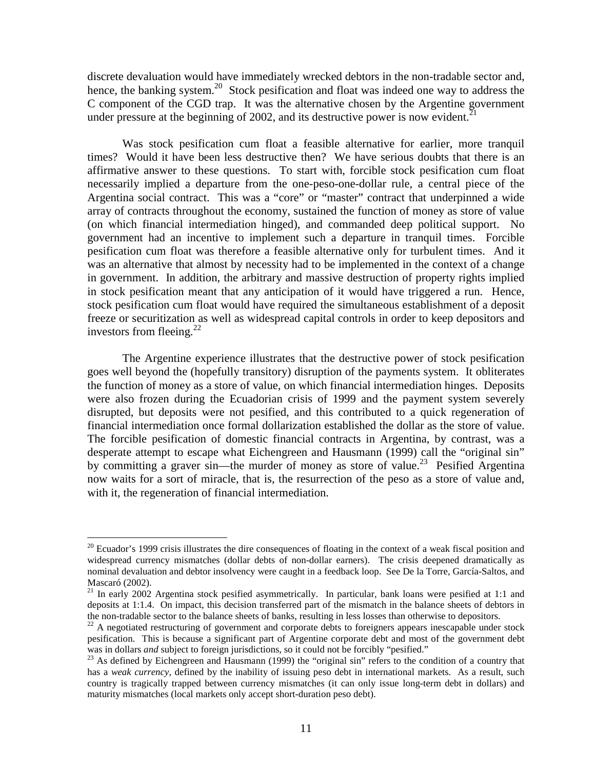discrete devaluation would have immediately wrecked debtors in the non-tradable sector and, hence, the banking system.[20] Stock pesification and float was indeed one way to address the C component of the CGD trap. It was the alternative chosen by the Argentine government under pressure at the beginning of 2002, and its destructive power is now evident.[21]

Was stock pesification cum float a feasible alternative for earlier, more tranquil times? Would it have been less destructive then? We have serious doubts that there is an affirmative answer to these questions. To start with, forcible stock pesification cum float necessarily implied a departure from the one-peso-one-dollar rule, a central piece of the Argentina social contract. This was a "core" or "master" contract that underpinned a wide array of contracts throughout the economy, sustained the function of money as store of value (on which financial intermediation hinged), and commanded deep political support. No government had an incentive to implement such a departure in tranquil times. Forcible pesification cum float was therefore a feasible alternative only for turbulent times. And it was an alternative that almost by necessity had to be implemented in the context of a change in government. In addition, the arbitrary and massive destruction of property rights implied in stock pesification meant that any anticipation of it would have triggered a run. Hence, stock pesification cum float would have required the simultaneous establishment of a deposit freeze or securitization as well as widespread capital controls in order to keep depositors and investors from fleeing.[22]

The Argentine experience illustrates that the destructive power of stock pesification goes well beyond the (hopefully transitory) disruption of the payments system. It obliterates the function of money as a store of value, on which financial intermediation hinges. Deposits were also frozen during the Ecuadorian crisis of 1999 and the payment system severely disrupted, but deposits were not pesified, and this contributed to a quick regeneration of financial intermediation once formal dollarization established the dollar as the store of value. The forcible pesification of domestic financial contracts in Argentina, by contrast, was a desperate attempt to escape what Eichengreen and Hausmann (1999) call the "original sin" by committing a graver sin—the murder of money as store of value.[23] Pesified Argentina now waits for a sort of miracle, that is, the resurrection of the peso as a store of value and, with it, the regeneration of financial intermediation.

---

[20] Ecuador's 1999 crisis illustrates the dire consequences of floating in the context of a weak fiscal position and widespread currency mismatches (dollar debts of non-dollar earners). The crisis deepened dramatically as nominal devaluation and debtor insolvency were caught in a feedback loop. See De la Torre, García-Saltos, and Mascaró (2002).

[21] In early 2002 Argentina stock pesified asymmetrically. In particular, bank loans were pesified at 1:1 and deposits at 1:1.4. On impact, this decision transferred part of the mismatch in the balance sheets of debtors in the non-tradable sector to the balance sheets of banks, resulting in less losses than otherwise to depositors.

[22] A negotiated restructuring of government and corporate debts to foreigners appears inescapable under stock pesification. This is because a significant part of Argentine corporate debt and most of the government debt was in dollars *and* subject to foreign jurisdictions, so it could not be forcibly "pesified."

[23] As defined by Eichengreen and Hausmann (1999) the "original sin" refers to the condition of a country that has a *weak currency*, defined by the inability of issuing peso debt in international markets. As a result, such country is tragically trapped between currency mismatches (it can only issue long-term debt in dollars) and maturity mismatches (local markets only accept short-duration peso debt).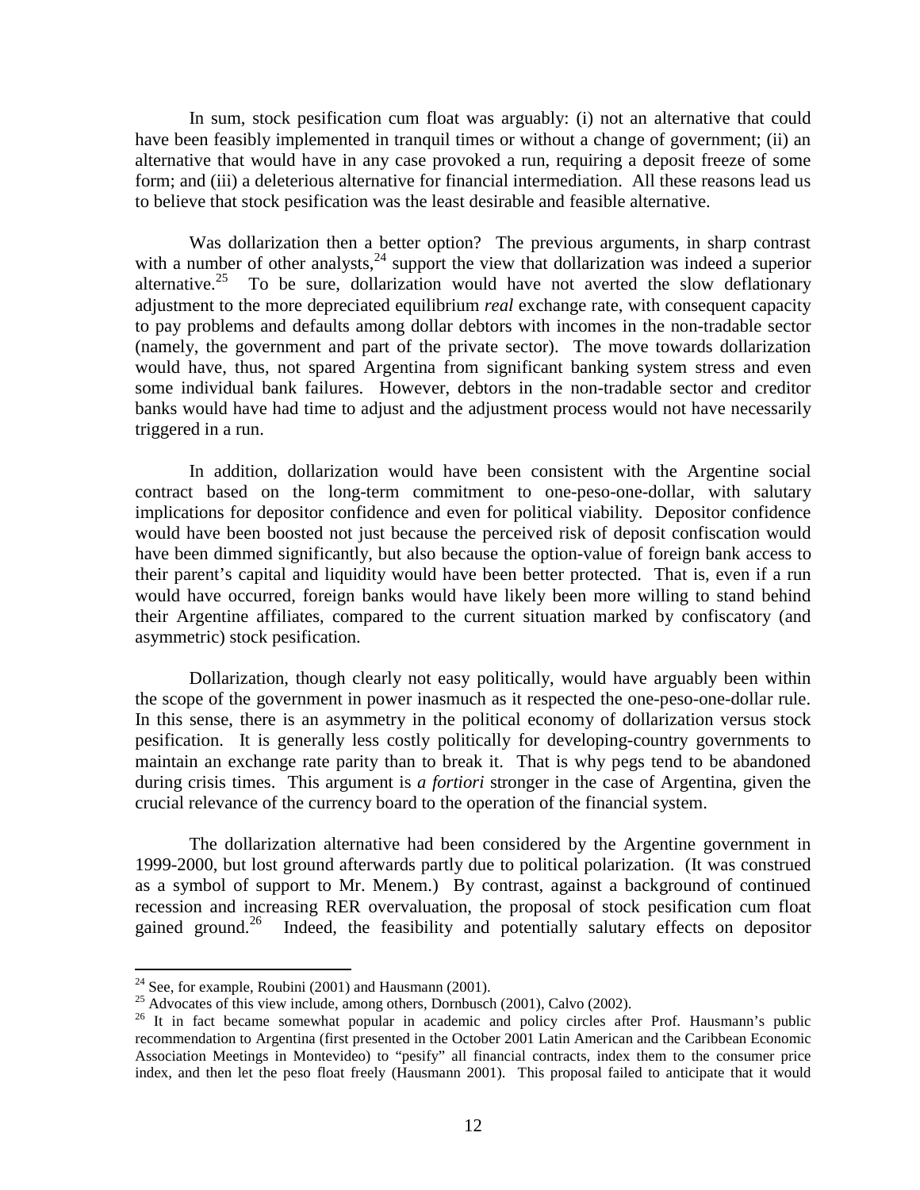In sum, stock pesification cum float was arguably: (i) not an alternative that could have been feasibly implemented in tranquil times or without a change of government; (ii) an alternative that would have in any case provoked a run, requiring a deposit freeze of some form; and (iii) a deleterious alternative for financial intermediation. All these reasons lead us to believe that stock pesification was the least desirable and feasible alternative.

Was dollarization then a better option? The previous arguments, in sharp contrast with a number of other analysts,[24] support the view that dollarization was indeed a superior alternative.[25] To be sure, dollarization would have not averted the slow deflationary adjustment to the more depreciated equilibrium *real* exchange rate, with consequent capacity to pay problems and defaults among dollar debtors with incomes in the non-tradable sector (namely, the government and part of the private sector). The move towards dollarization would have, thus, not spared Argentina from significant banking system stress and even some individual bank failures. However, debtors in the non-tradable sector and creditor banks would have had time to adjust and the adjustment process would not have necessarily triggered in a run.

In addition, dollarization would have been consistent with the Argentine social contract based on the long-term commitment to one-peso-one-dollar, with salutary implications for depositor confidence and even for political viability. Depositor confidence would have been boosted not just because the perceived risk of deposit confiscation would have been dimmed significantly, but also because the option-value of foreign bank access to their parent's capital and liquidity would have been better protected. That is, even if a run would have occurred, foreign banks would have likely been more willing to stand behind their Argentine affiliates, compared to the current situation marked by confiscatory (and asymmetric) stock pesification.

Dollarization, though clearly not easy politically, would have arguably been within the scope of the government in power inasmuch as it respected the one-peso-one-dollar rule. In this sense, there is an asymmetry in the political economy of dollarization versus stock pesification. It is generally less costly politically for developing-country governments to maintain an exchange rate parity than to break it. That is why pegs tend to be abandoned during crisis times. This argument is *a fortiori* stronger in the case of Argentina, given the crucial relevance of the currency board to the operation of the financial system.

The dollarization alternative had been considered by the Argentine government in 1999-2000, but lost ground afterwards partly due to political polarization. (It was construed as a symbol of support to Mr. Menem.) By contrast, against a background of continued recession and increasing RER overvaluation, the proposal of stock pesification cum float gained ground.[26] Indeed, the feasibility and potentially salutary effects on depositor

---

[24] See, for example, Roubini (2001) and Hausmann (2001).

[25] Advocates of this view include, among others, Dornbusch (2001), Calvo (2002).

[26] It in fact became somewhat popular in academic and policy circles after Prof. Hausmann's public recommendation to Argentina (first presented in the October 2001 Latin American and the Caribbean Economic Association Meetings in Montevideo) to "pesify" all financial contracts, index them to the consumer price index, and then let the peso float freely (Hausmann 2001). This proposal failed to anticipate that it would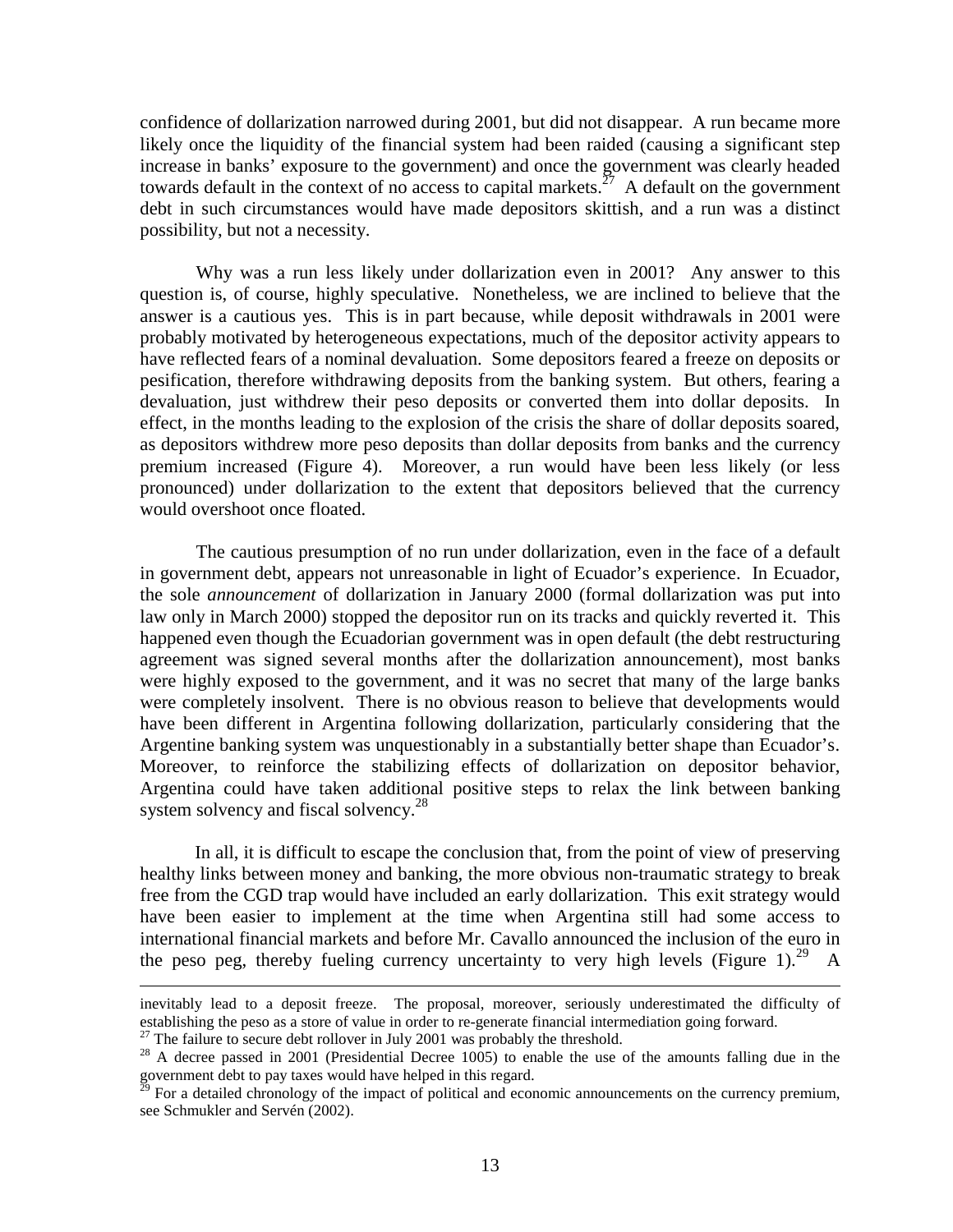confidence of dollarization narrowed during 2001, but did not disappear. A run became more likely once the liquidity of the financial system had been raided (causing a significant step increase in banks' exposure to the government) and once the government was clearly headed towards default in the context of no access to capital markets.[27] A default on the government debt in such circumstances would have made depositors skittish, and a run was a distinct possibility, but not a necessity.

Why was a run less likely under dollarization even in 2001? Any answer to this question is, of course, highly speculative. Nonetheless, we are inclined to believe that the answer is a cautious yes. This is in part because, while deposit withdrawals in 2001 were probably motivated by heterogeneous expectations, much of the depositor activity appears to have reflected fears of a nominal devaluation. Some depositors feared a freeze on deposits or pesification, therefore withdrawing deposits from the banking system. But others, fearing a devaluation, just withdrew their peso deposits or converted them into dollar deposits. In effect, in the months leading to the explosion of the crisis the share of dollar deposits soared, as depositors withdrew more peso deposits than dollar deposits from banks and the currency premium increased (Figure 4). Moreover, a run would have been less likely (or less pronounced) under dollarization to the extent that depositors believed that the currency would overshoot once floated.

The cautious presumption of no run under dollarization, even in the face of a default in government debt, appears not unreasonable in light of Ecuador's experience. In Ecuador, the sole *announcement* of dollarization in January 2000 (formal dollarization was put into law only in March 2000) stopped the depositor run on its tracks and quickly reverted it. This happened even though the Ecuadorian government was in open default (the debt restructuring agreement was signed several months after the dollarization announcement), most banks were highly exposed to the government, and it was no secret that many of the large banks were completely insolvent. There is no obvious reason to believe that developments would have been different in Argentina following dollarization, particularly considering that the Argentine banking system was unquestionably in a substantially better shape than Ecuador's. Moreover, to reinforce the stabilizing effects of dollarization on depositor behavior, Argentina could have taken additional positive steps to relax the link between banking system solvency and fiscal solvency.[28]

In all, it is difficult to escape the conclusion that, from the point of view of preserving healthy links between money and banking, the more obvious non-traumatic strategy to break free from the CGD trap would have included an early dollarization. This exit strategy would have been easier to implement at the time when Argentina still had some access to international financial markets and before Mr. Cavallo announced the inclusion of the euro in the peso peg, thereby fueling currency uncertainty to very high levels (Figure 1).[29] A

---

inevitably lead to a deposit freeze. The proposal, moreover, seriously underestimated the difficulty of establishing the peso as a store of value in order to re-generate financial intermediation going forward.

[27] The failure to secure debt rollover in July 2001 was probably the threshold.

[28] A decree passed in 2001 (Presidential Decree 1005) to enable the use of the amounts falling due in the government debt to pay taxes would have helped in this regard.

[29] For a detailed chronology of the impact of political and economic announcements on the currency premium, see Schmukler and Servén (2002).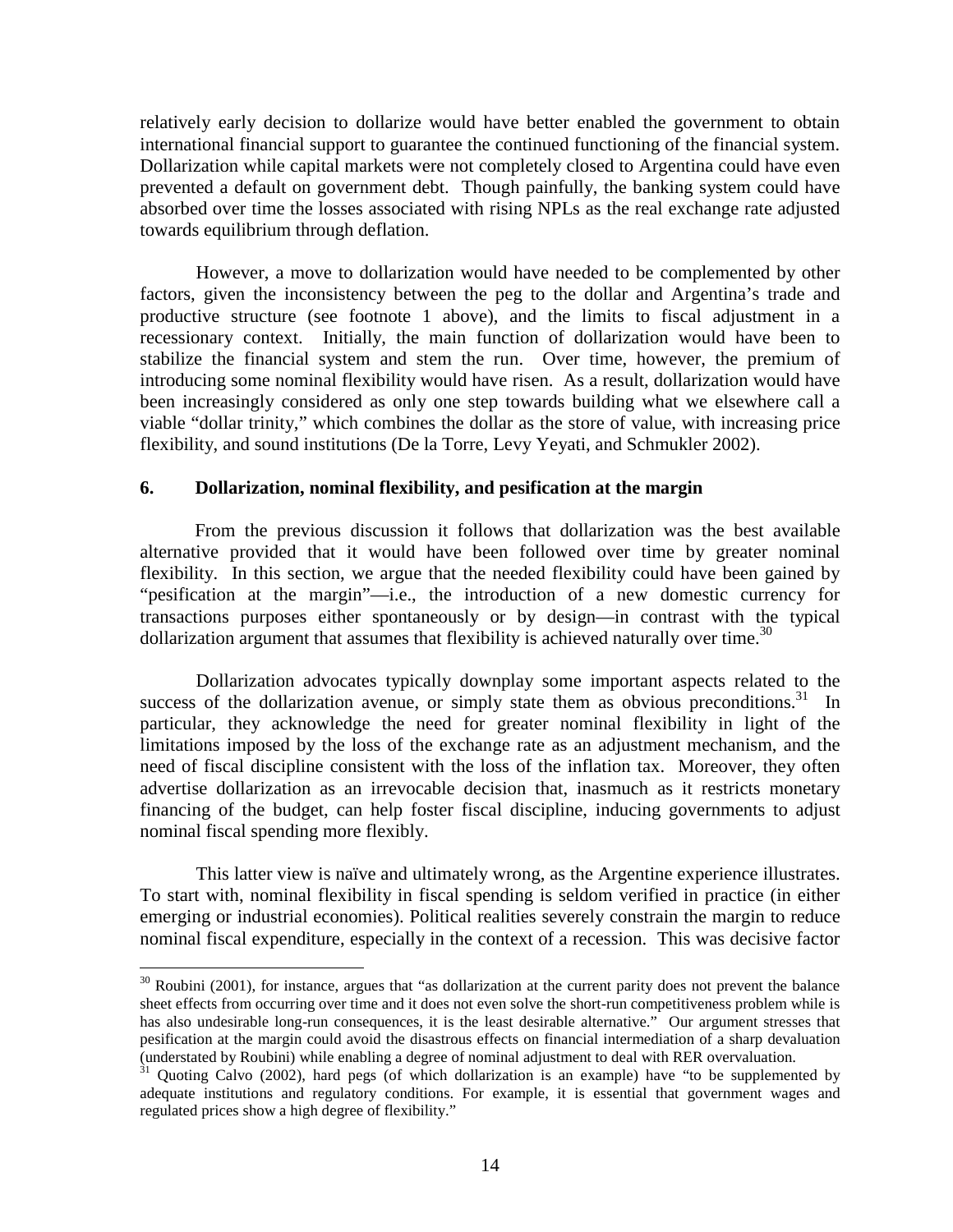relatively early decision to dollarize would have better enabled the government to obtain international financial support to guarantee the continued functioning of the financial system. Dollarization while capital markets were not completely closed to Argentina could have even prevented a default on government debt. Though painfully, the banking system could have absorbed over time the losses associated with rising NPLs as the real exchange rate adjusted towards equilibrium through deflation.

However, a move to dollarization would have needed to be complemented by other factors, given the inconsistency between the peg to the dollar and Argentina's trade and productive structure (see footnote 1 above), and the limits to fiscal adjustment in a recessionary context. Initially, the main function of dollarization would have been to stabilize the financial system and stem the run. Over time, however, the premium of introducing some nominal flexibility would have risen. As a result, dollarization would have been increasingly considered as only one step towards building what we elsewhere call a viable "dollar trinity," which combines the dollar as the store of value, with increasing price flexibility, and sound institutions (De la Torre, Levy Yeyati, and Schmukler 2002).

## 6. Dollarization, nominal flexibility, and pesification at the margin

From the previous discussion it follows that dollarization was the best available alternative provided that it would have been followed over time by greater nominal flexibility. In this section, we argue that the needed flexibility could have been gained by "pesification at the margin"—i.e., the introduction of a new domestic currency for transactions purposes either spontaneously or by design—in contrast with the typical dollarization argument that assumes that flexibility is achieved naturally over time.[30]

Dollarization advocates typically downplay some important aspects related to the success of the dollarization avenue, or simply state them as obvious preconditions.[31] In particular, they acknowledge the need for greater nominal flexibility in light of the limitations imposed by the loss of the exchange rate as an adjustment mechanism, and the need of fiscal discipline consistent with the loss of the inflation tax. Moreover, they often advertise dollarization as an irrevocable decision that, inasmuch as it restricts monetary financing of the budget, can help foster fiscal discipline, inducing governments to adjust nominal fiscal spending more flexibly.

This latter view is naïve and ultimately wrong, as the Argentine experience illustrates. To start with, nominal flexibility in fiscal spending is seldom verified in practice (in either emerging or industrial economies). Political realities severely constrain the margin to reduce nominal fiscal expenditure, especially in the context of a recession. This was decisive factor

---

[30] Roubini (2001), for instance, argues that "as dollarization at the current parity does not prevent the balance sheet effects from occurring over time and it does not even solve the short-run competitiveness problem while is has also undesirable long-run consequences, it is the least desirable alternative." Our argument stresses that pesification at the margin could avoid the disastrous effects on financial intermediation of a sharp devaluation (understated by Roubini) while enabling a degree of nominal adjustment to deal with RER overvaluation.

[31] Quoting Calvo (2002), hard pegs (of which dollarization is an example) have "to be supplemented by adequate institutions and regulatory conditions. For example, it is essential that government wages and regulated prices show a high degree of flexibility."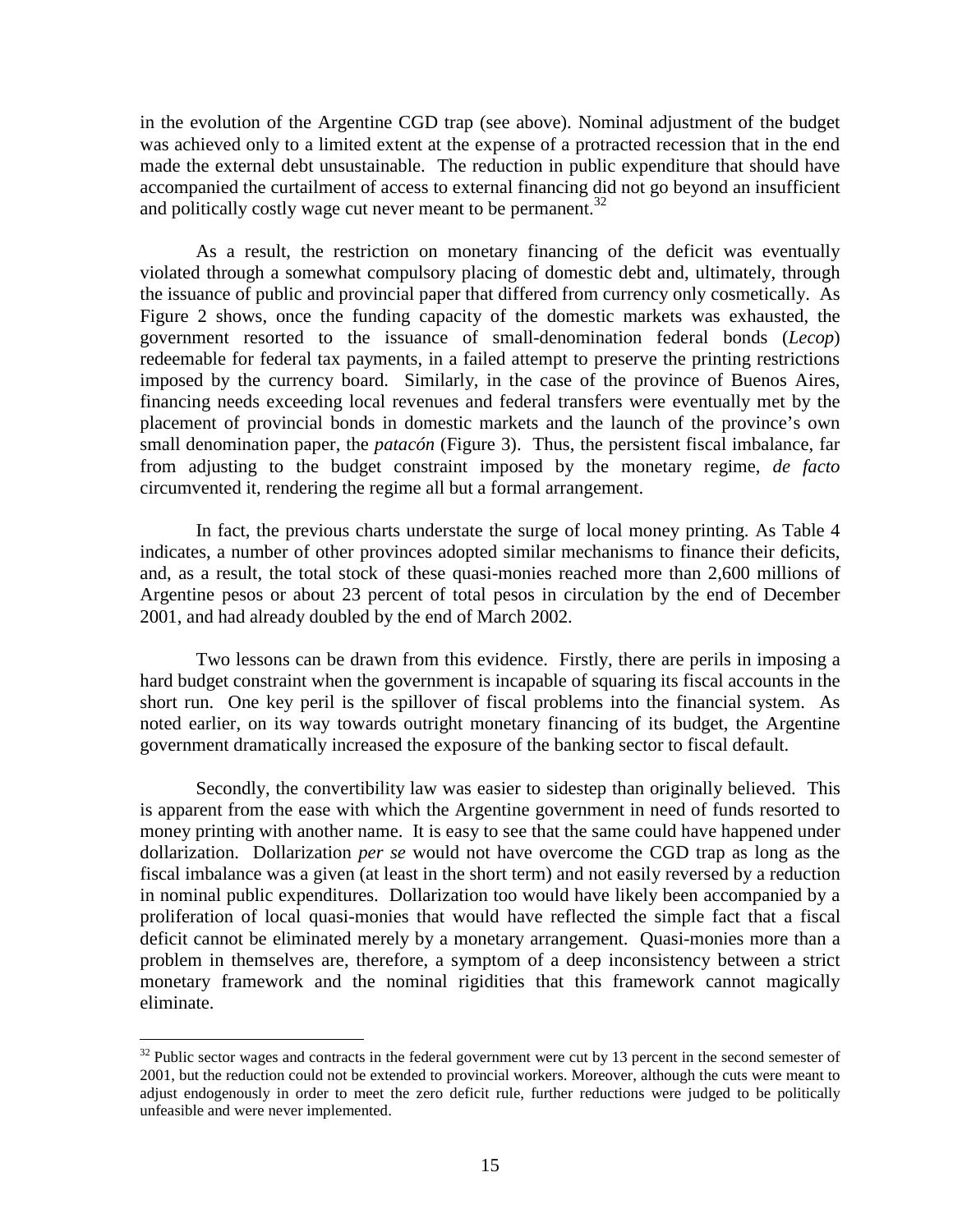in the evolution of the Argentine CGD trap (see above). Nominal adjustment of the budget was achieved only to a limited extent at the expense of a protracted recession that in the end made the external debt unsustainable. The reduction in public expenditure that should have accompanied the curtailment of access to external financing did not go beyond an insufficient and politically costly wage cut never meant to be permanent.[32]

As a result, the restriction on monetary financing of the deficit was eventually violated through a somewhat compulsory placing of domestic debt and, ultimately, through the issuance of public and provincial paper that differed from currency only cosmetically. As Figure 2 shows, once the funding capacity of the domestic markets was exhausted, the government resorted to the issuance of small-denomination federal bonds (*Lecop*) redeemable for federal tax payments, in a failed attempt to preserve the printing restrictions imposed by the currency board. Similarly, in the case of the province of Buenos Aires, financing needs exceeding local revenues and federal transfers were eventually met by the placement of provincial bonds in domestic markets and the launch of the province's own small denomination paper, the *patacón* (Figure 3). Thus, the persistent fiscal imbalance, far from adjusting to the budget constraint imposed by the monetary regime, *de facto* circumvented it, rendering the regime all but a formal arrangement.

In fact, the previous charts understate the surge of local money printing. As Table 4 indicates, a number of other provinces adopted similar mechanisms to finance their deficits, and, as a result, the total stock of these quasi-monies reached more than 2,600 millions of Argentine pesos or about 23 percent of total pesos in circulation by the end of December 2001, and had already doubled by the end of March 2002.

Two lessons can be drawn from this evidence. Firstly, there are perils in imposing a hard budget constraint when the government is incapable of squaring its fiscal accounts in the short run. One key peril is the spillover of fiscal problems into the financial system. As noted earlier, on its way towards outright monetary financing of its budget, the Argentine government dramatically increased the exposure of the banking sector to fiscal default.

Secondly, the convertibility law was easier to sidestep than originally believed. This is apparent from the ease with which the Argentine government in need of funds resorted to money printing with another name. It is easy to see that the same could have happened under dollarization. Dollarization *per se* would not have overcome the CGD trap as long as the fiscal imbalance was a given (at least in the short term) and not easily reversed by a reduction in nominal public expenditures. Dollarization too would have likely been accompanied by a proliferation of local quasi-monies that would have reflected the simple fact that a fiscal deficit cannot be eliminated merely by a monetary arrangement. Quasi-monies more than a problem in themselves are, therefore, a symptom of a deep inconsistency between a strict monetary framework and the nominal rigidities that this framework cannot magically eliminate.

---

[32] Public sector wages and contracts in the federal government were cut by 13 percent in the second semester of 2001, but the reduction could not be extended to provincial workers. Moreover, although the cuts were meant to adjust endogenously in order to meet the zero deficit rule, further reductions were judged to be politically unfeasible and were never implemented.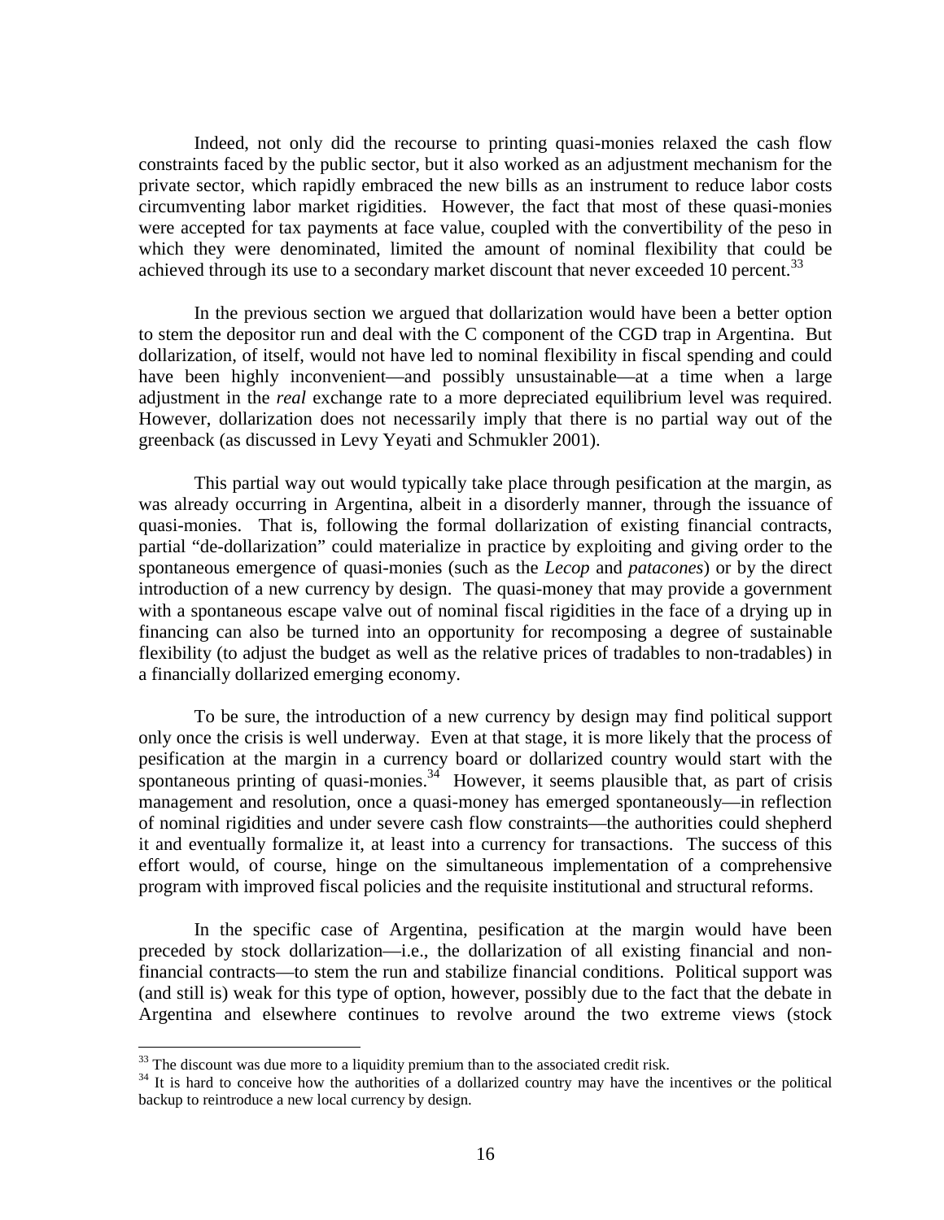Indeed, not only did the recourse to printing quasi-monies relaxed the cash flow constraints faced by the public sector, but it also worked as an adjustment mechanism for the private sector, which rapidly embraced the new bills as an instrument to reduce labor costs circumventing labor market rigidities. However, the fact that most of these quasi-monies were accepted for tax payments at face value, coupled with the convertibility of the peso in which they were denominated, limited the amount of nominal flexibility that could be achieved through its use to a secondary market discount that never exceeded 10 percent.[33]

In the previous section we argued that dollarization would have been a better option to stem the depositor run and deal with the C component of the CGD trap in Argentina. But dollarization, of itself, would not have led to nominal flexibility in fiscal spending and could have been highly inconvenient—and possibly unsustainable—at a time when a large adjustment in the *real* exchange rate to a more depreciated equilibrium level was required. However, dollarization does not necessarily imply that there is no partial way out of the greenback (as discussed in Levy Yeyati and Schmukler 2001).

This partial way out would typically take place through pesification at the margin, as was already occurring in Argentina, albeit in a disorderly manner, through the issuance of quasi-monies. That is, following the formal dollarization of existing financial contracts, partial "de-dollarization" could materialize in practice by exploiting and giving order to the spontaneous emergence of quasi-monies (such as the *Lecop* and *patacones*) or by the direct introduction of a new currency by design. The quasi-money that may provide a government with a spontaneous escape valve out of nominal fiscal rigidities in the face of a drying up in financing can also be turned into an opportunity for recomposing a degree of sustainable flexibility (to adjust the budget as well as the relative prices of tradables to non-tradables) in a financially dollarized emerging economy.

To be sure, the introduction of a new currency by design may find political support only once the crisis is well underway. Even at that stage, it is more likely that the process of pesification at the margin in a currency board or dollarized country would start with the spontaneous printing of quasi-monies.[34] However, it seems plausible that, as part of crisis management and resolution, once a quasi-money has emerged spontaneously—in reflection of nominal rigidities and under severe cash flow constraints—the authorities could shepherd it and eventually formalize it, at least into a currency for transactions. The success of this effort would, of course, hinge on the simultaneous implementation of a comprehensive program with improved fiscal policies and the requisite institutional and structural reforms.

In the specific case of Argentina, pesification at the margin would have been preceded by stock dollarization—i.e., the dollarization of all existing financial and non-financial contracts—to stem the run and stabilize financial conditions. Political support was (and still is) weak for this type of option, however, possibly due to the fact that the debate in Argentina and elsewhere continues to revolve around the two extreme views (stock

[33] The discount was due more to a liquidity premium than to the associated credit risk.

[34] It is hard to conceive how the authorities of a dollarized country may have the incentives or the political backup to reintroduce a new local currency by design.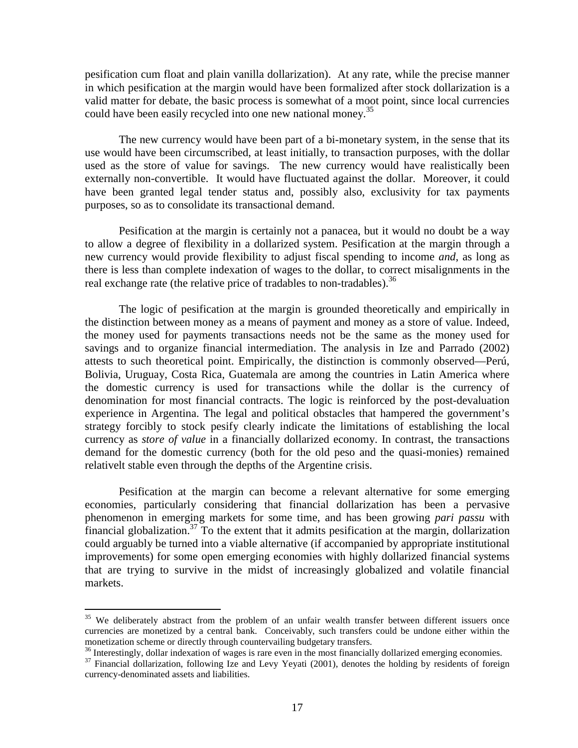pesification cum float and plain vanilla dollarization). At any rate, while the precise manner in which pesification at the margin would have been formalized after stock dollarization is a valid matter for debate, the basic process is somewhat of a moot point, since local currencies could have been easily recycled into one new national money.[35]

The new currency would have been part of a bi-monetary system, in the sense that its use would have been circumscribed, at least initially, to transaction purposes, with the dollar used as the store of value for savings. The new currency would have realistically been externally non-convertible. It would have fluctuated against the dollar. Moreover, it could have been granted legal tender status and, possibly also, exclusivity for tax payments purposes, so as to consolidate its transactional demand.

Pesification at the margin is certainly not a panacea, but it would no doubt be a way to allow a degree of flexibility in a dollarized system. Pesification at the margin through a new currency would provide flexibility to adjust fiscal spending to income *and*, as long as there is less than complete indexation of wages to the dollar, to correct misalignments in the real exchange rate (the relative price of tradables to non-tradables).[36]

The logic of pesification at the margin is grounded theoretically and empirically in the distinction between money as a means of payment and money as a store of value. Indeed, the money used for payments transactions needs not be the same as the money used for savings and to organize financial intermediation. The analysis in Ize and Parrado (2002) attests to such theoretical point. Empirically, the distinction is commonly observed—Perú, Bolivia, Uruguay, Costa Rica, Guatemala are among the countries in Latin America where the domestic currency is used for transactions while the dollar is the currency of denomination for most financial contracts. The logic is reinforced by the post-devaluation experience in Argentina. The legal and political obstacles that hampered the government's strategy forcibly to stock pesify clearly indicate the limitations of establishing the local currency as *store of value* in a financially dollarized economy. In contrast, the transactions demand for the domestic currency (both for the old peso and the quasi-monies) remained relativelt stable even through the depths of the Argentine crisis.

Pesification at the margin can become a relevant alternative for some emerging economies, particularly considering that financial dollarization has been a pervasive phenomenon in emerging markets for some time, and has been growing *pari passu* with financial globalization.[37] To the extent that it admits pesification at the margin, dollarization could arguably be turned into a viable alternative (if accompanied by appropriate institutional improvements) for some open emerging economies with highly dollarized financial systems that are trying to survive in the midst of increasingly globalized and volatile financial markets.

---

[35] We deliberately abstract from the problem of an unfair wealth transfer between different issuers once currencies are monetized by a central bank. Conceivably, such transfers could be undone either within the monetization scheme or directly through countervailing budgetary transfers.

[36] Interestingly, dollar indexation of wages is rare even in the most financially dollarized emerging economies.

[37] Financial dollarization, following Ize and Levy Yeyati (2001), denotes the holding by residents of foreign currency-denominated assets and liabilities.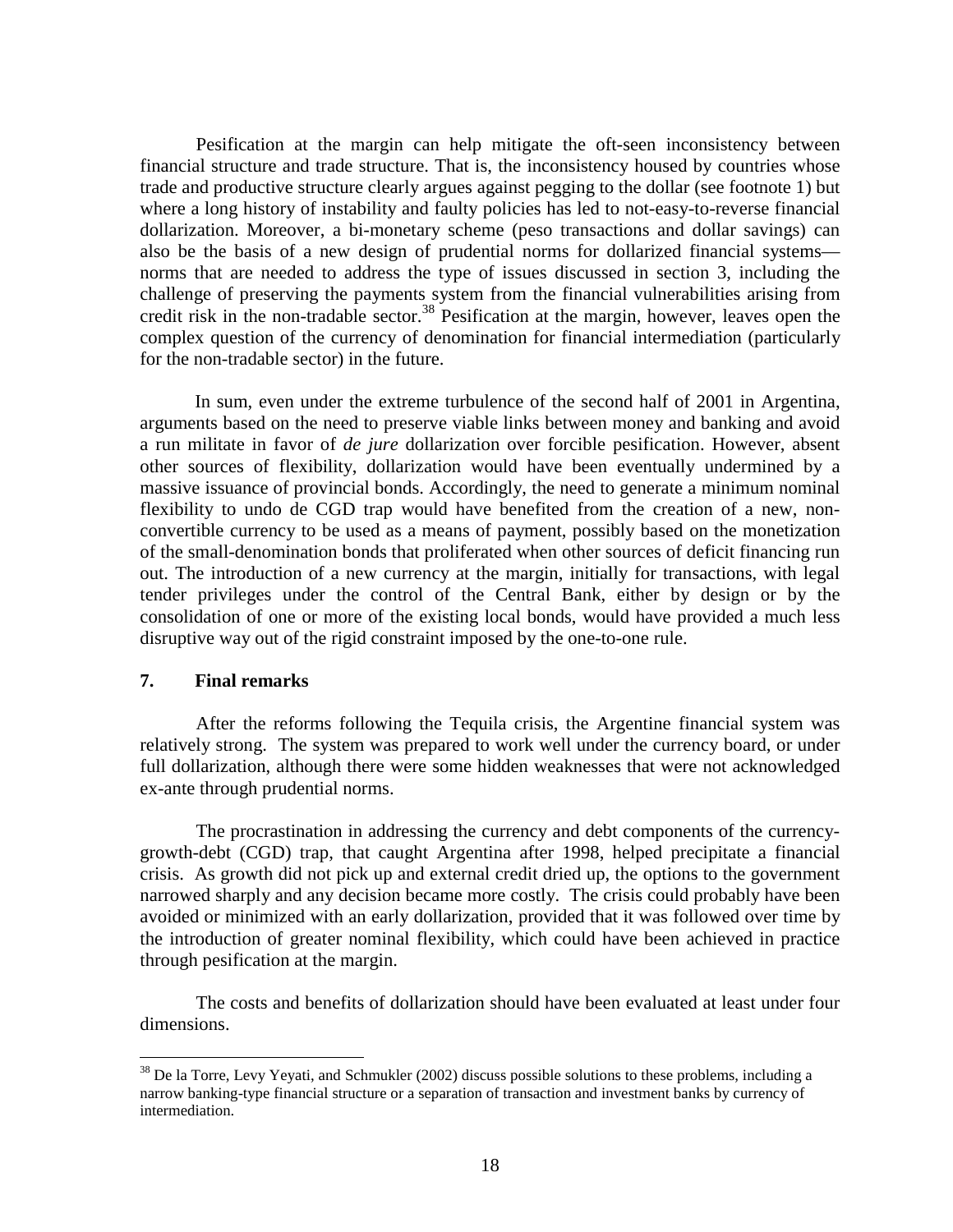Pesification at the margin can help mitigate the oft-seen inconsistency between financial structure and trade structure. That is, the inconsistency housed by countries whose trade and productive structure clearly argues against pegging to the dollar (see footnote 1) but where a long history of instability and faulty policies has led to not-easy-to-reverse financial dollarization. Moreover, a bi-monetary scheme (peso transactions and dollar savings) can also be the basis of a new design of prudential norms for dollarized financial systems—norms that are needed to address the type of issues discussed in section 3, including the challenge of preserving the payments system from the financial vulnerabilities arising from credit risk in the non-tradable sector.[38] Pesification at the margin, however, leaves open the complex question of the currency of denomination for financial intermediation (particularly for the non-tradable sector) in the future.

In sum, even under the extreme turbulence of the second half of 2001 in Argentina, arguments based on the need to preserve viable links between money and banking and avoid a run militate in favor of *de jure* dollarization over forcible pesification. However, absent other sources of flexibility, dollarization would have been eventually undermined by a massive issuance of provincial bonds. Accordingly, the need to generate a minimum nominal flexibility to undo de CGD trap would have benefited from the creation of a new, non-convertible currency to be used as a means of payment, possibly based on the monetization of the small-denomination bonds that proliferated when other sources of deficit financing run out. The introduction of a new currency at the margin, initially for transactions, with legal tender privileges under the control of the Central Bank, either by design or by the consolidation of one or more of the existing local bonds, would have provided a much less disruptive way out of the rigid constraint imposed by the one-to-one rule.

## 7. Final remarks

After the reforms following the Tequila crisis, the Argentine financial system was relatively strong. The system was prepared to work well under the currency board, or under full dollarization, although there were some hidden weaknesses that were not acknowledged ex-ante through prudential norms.

The procrastination in addressing the currency and debt components of the currency-growth-debt (CGD) trap, that caught Argentina after 1998, helped precipitate a financial crisis. As growth did not pick up and external credit dried up, the options to the government narrowed sharply and any decision became more costly. The crisis could probably have been avoided or minimized with an early dollarization, provided that it was followed over time by the introduction of greater nominal flexibility, which could have been achieved in practice through pesification at the margin.

The costs and benefits of dollarization should have been evaluated at least under four dimensions.

[38] De la Torre, Levy Yeyati, and Schmukler (2002) discuss possible solutions to these problems, including a narrow banking-type financial structure or a separation of transaction and investment banks by currency of intermediation.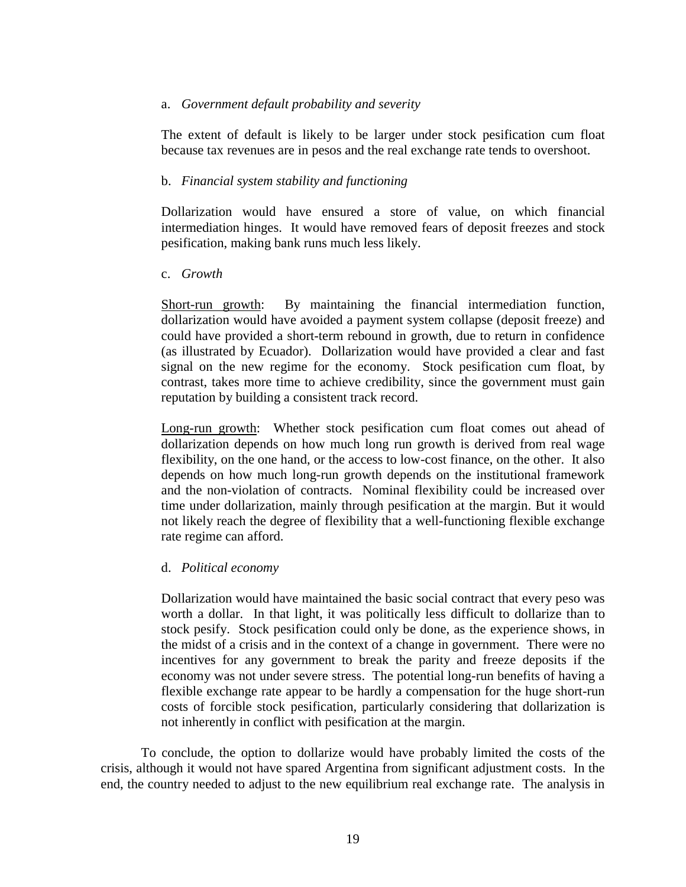a. *Government default probability and severity*

The extent of default is likely to be larger under stock pesification cum float because tax revenues are in pesos and the real exchange rate tends to overshoot.

b. *Financial system stability and functioning*

Dollarization would have ensured a store of value, on which financial intermediation hinges. It would have removed fears of deposit freezes and stock pesification, making bank runs much less likely.

c. *Growth*

Short-run growth: By maintaining the financial intermediation function, dollarization would have avoided a payment system collapse (deposit freeze) and could have provided a short-term rebound in growth, due to return in confidence (as illustrated by Ecuador). Dollarization would have provided a clear and fast signal on the new regime for the economy. Stock pesification cum float, by contrast, takes more time to achieve credibility, since the government must gain reputation by building a consistent track record.

Long-run growth: Whether stock pesification cum float comes out ahead of dollarization depends on how much long run growth is derived from real wage flexibility, on the one hand, or the access to low-cost finance, on the other. It also depends on how much long-run growth depends on the institutional framework and the non-violation of contracts. Nominal flexibility could be increased over time under dollarization, mainly through pesification at the margin. But it would not likely reach the degree of flexibility that a well-functioning flexible exchange rate regime can afford.

d. *Political economy*

Dollarization would have maintained the basic social contract that every peso was worth a dollar. In that light, it was politically less difficult to dollarize than to stock pesify. Stock pesification could only be done, as the experience shows, in the midst of a crisis and in the context of a change in government. There were no incentives for any government to break the parity and freeze deposits if the economy was not under severe stress. The potential long-run benefits of having a flexible exchange rate appear to be hardly a compensation for the huge short-run costs of forcible stock pesification, particularly considering that dollarization is not inherently in conflict with pesification at the margin.

To conclude, the option to dollarize would have probably limited the costs of the crisis, although it would not have spared Argentina from significant adjustment costs. In the end, the country needed to adjust to the new equilibrium real exchange rate. The analysis in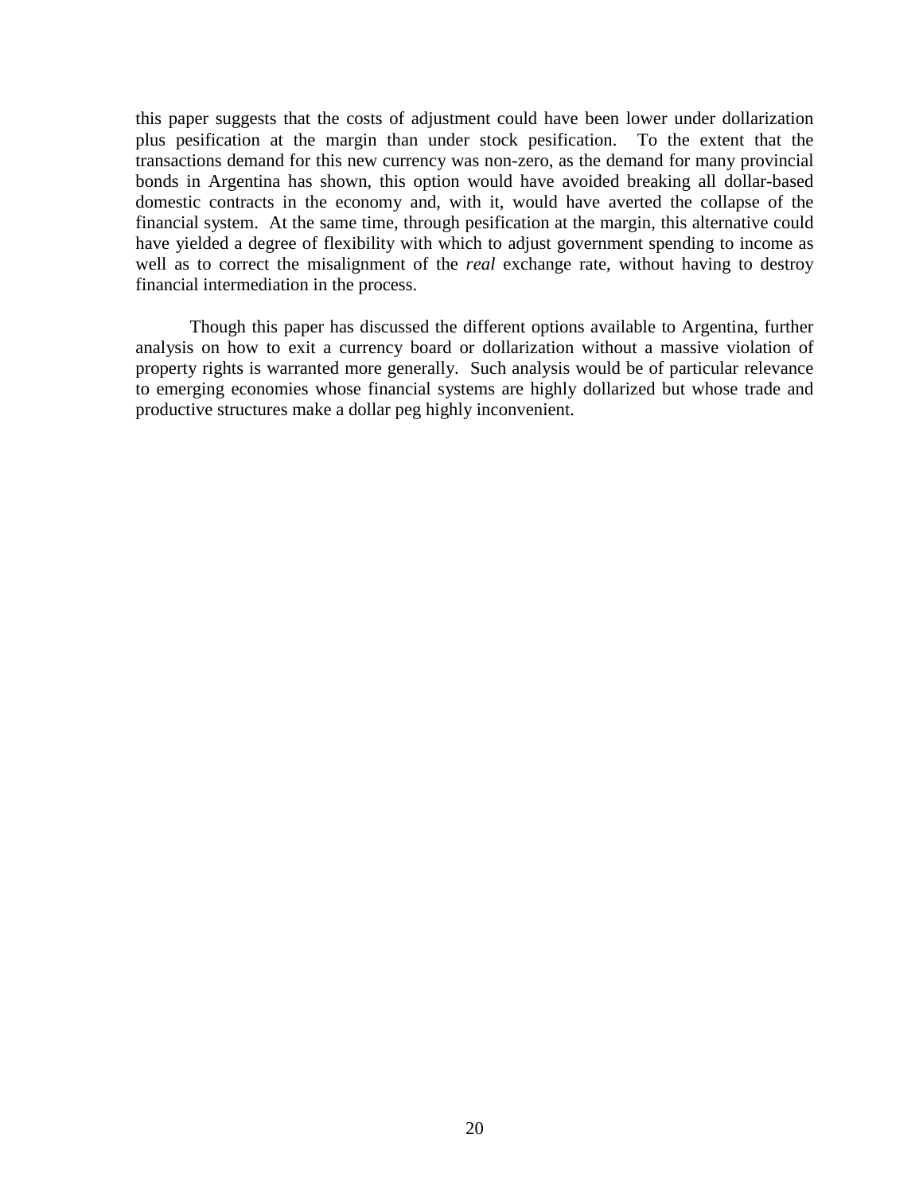this paper suggests that the costs of adjustment could have been lower under dollarization plus pesification at the margin than under stock pesification. To the extent that the transactions demand for this new currency was non-zero, as the demand for many provincial bonds in Argentina has shown, this option would have avoided breaking all dollar-based domestic contracts in the economy and, with it, would have averted the collapse of the financial system. At the same time, through pesification at the margin, this alternative could have yielded a degree of flexibility with which to adjust government spending to income as well as to correct the misalignment of the *real* exchange rate, without having to destroy financial intermediation in the process.

Though this paper has discussed the different options available to Argentina, further analysis on how to exit a currency board or dollarization without a massive violation of property rights is warranted more generally. Such analysis would be of particular relevance to emerging economies whose financial systems are highly dollarized but whose trade and productive structures make a dollar peg highly inconvenient.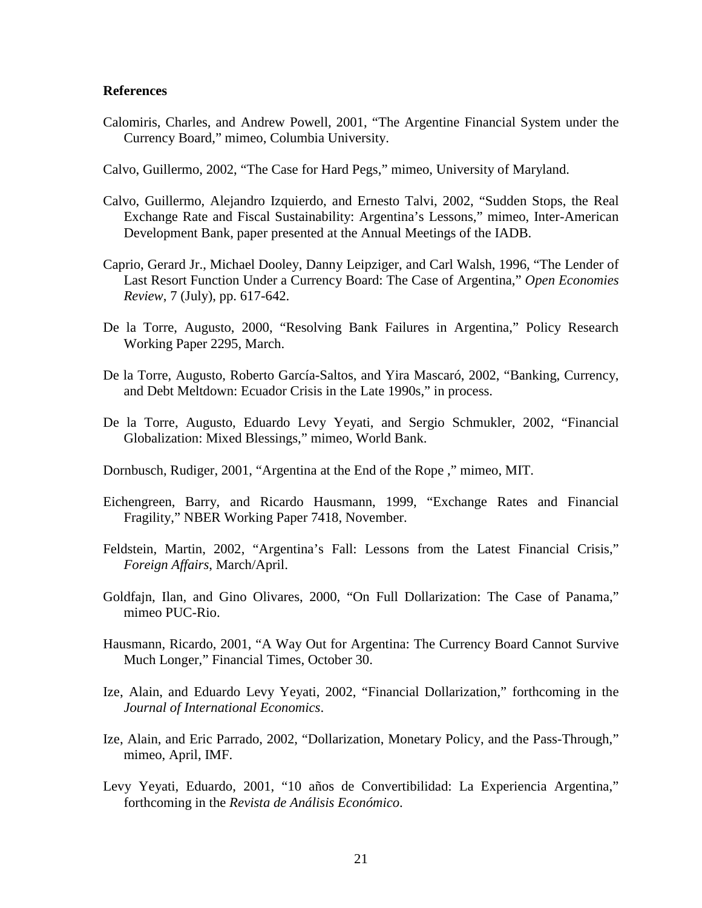**References**

Calomiris, Charles, and Andrew Powell, 2001, "The Argentine Financial System under the Currency Board," mimeo, Columbia University.

Calvo, Guillermo, 2002, "The Case for Hard Pegs," mimeo, University of Maryland.

Calvo, Guillermo, Alejandro Izquierdo, and Ernesto Talvi, 2002, "Sudden Stops, the Real Exchange Rate and Fiscal Sustainability: Argentina's Lessons," mimeo, Inter-American Development Bank, paper presented at the Annual Meetings of the IADB.

Caprio, Gerard Jr., Michael Dooley, Danny Leipziger, and Carl Walsh, 1996, "The Lender of Last Resort Function Under a Currency Board: The Case of Argentina," *Open Economies Review*, 7 (July), pp. 617-642.

De la Torre, Augusto, 2000, "Resolving Bank Failures in Argentina," Policy Research Working Paper 2295, March.

De la Torre, Augusto, Roberto García-Saltos, and Yira Mascaró, 2002, "Banking, Currency, and Debt Meltdown: Ecuador Crisis in the Late 1990s," in process.

De la Torre, Augusto, Eduardo Levy Yeyati, and Sergio Schmukler, 2002, "Financial Globalization: Mixed Blessings," mimeo, World Bank.

Dornbusch, Rudiger, 2001, "Argentina at the End of the Rope ," mimeo, MIT.

Eichengreen, Barry, and Ricardo Hausmann, 1999, "Exchange Rates and Financial Fragility," NBER Working Paper 7418, November.

Feldstein, Martin, 2002, "Argentina's Fall: Lessons from the Latest Financial Crisis," *Foreign Affairs*, March/April.

Goldfajn, Ilan, and Gino Olivares, 2000, "On Full Dollarization: The Case of Panama," mimeo PUC-Rio.

Hausmann, Ricardo, 2001, "A Way Out for Argentina: The Currency Board Cannot Survive Much Longer," Financial Times, October 30.

Ize, Alain, and Eduardo Levy Yeyati, 2002, "Financial Dollarization," forthcoming in the *Journal of International Economics*.

Ize, Alain, and Eric Parrado, 2002, "Dollarization, Monetary Policy, and the Pass-Through," mimeo, April, IMF.

Levy Yeyati, Eduardo, 2001, "10 años de Convertibilidad: La Experiencia Argentina," forthcoming in the *Revista de Análisis Económico*.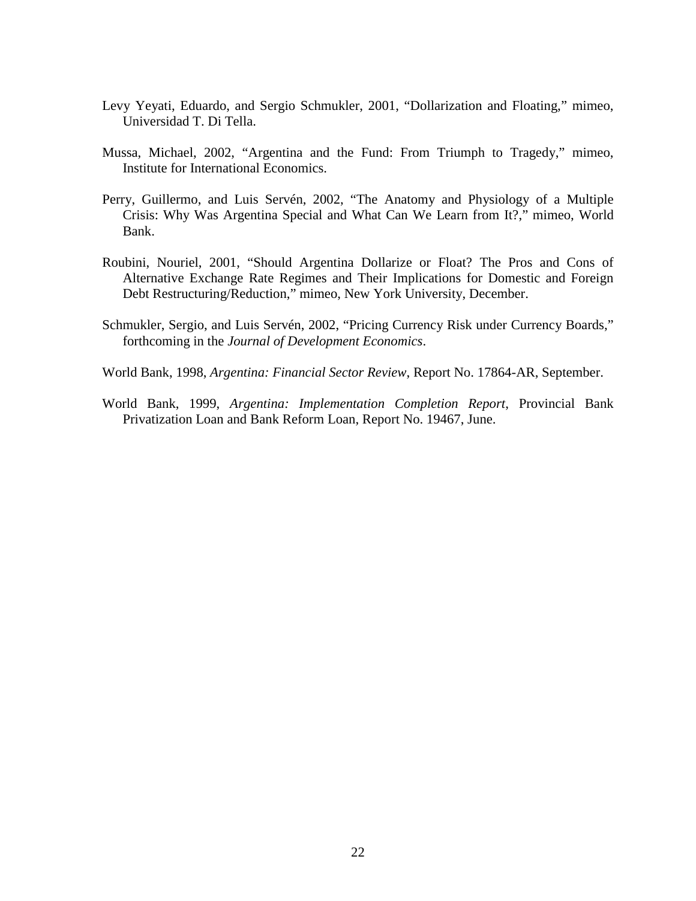Levy Yeyati, Eduardo, and Sergio Schmukler, 2001, "Dollarization and Floating," mimeo, Universidad T. Di Tella.

Mussa, Michael, 2002, "Argentina and the Fund: From Triumph to Tragedy," mimeo, Institute for International Economics.

Perry, Guillermo, and Luis Servén, 2002, "The Anatomy and Physiology of a Multiple Crisis: Why Was Argentina Special and What Can We Learn from It?," mimeo, World Bank.

Roubini, Nouriel, 2001, "Should Argentina Dollarize or Float? The Pros and Cons of Alternative Exchange Rate Regimes and Their Implications for Domestic and Foreign Debt Restructuring/Reduction," mimeo, New York University, December.

Schmukler, Sergio, and Luis Servén, 2002, "Pricing Currency Risk under Currency Boards," forthcoming in the *Journal of Development Economics*.

World Bank, 1998, *Argentina: Financial Sector Review*, Report No. 17864-AR, September.

World Bank, 1999, *Argentina: Implementation Completion Report*, Provincial Bank Privatization Loan and Bank Reform Loan, Report No. 19467, June.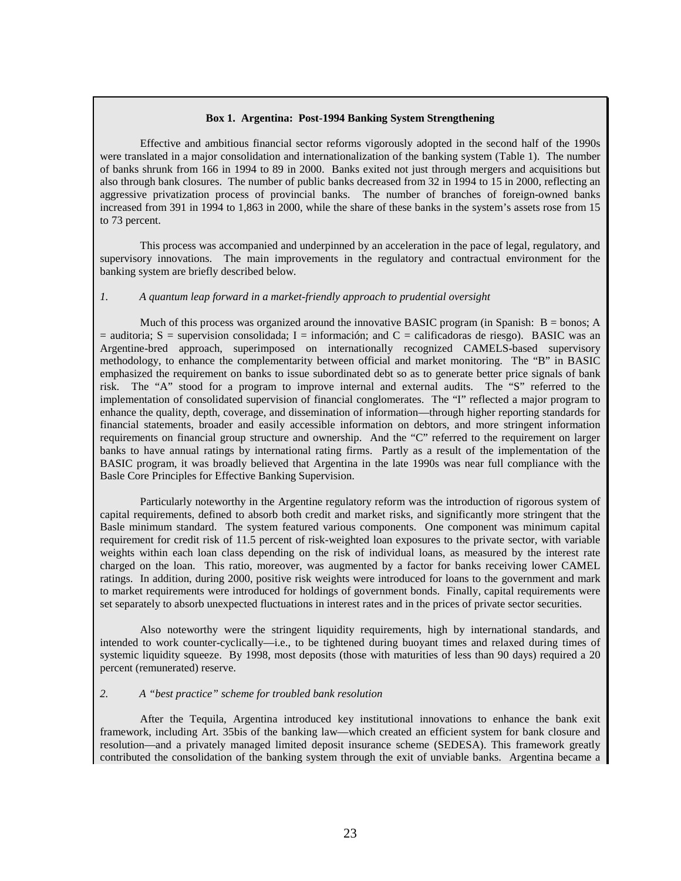### Box 1. Argentina: Post-1994 Banking System Strengthening

Effective and ambitious financial sector reforms vigorously adopted in the second half of the 1990s were translated in a major consolidation and internationalization of the banking system (Table 1). The number of banks shrunk from 166 in 1994 to 89 in 2000. Banks exited not just through mergers and acquisitions but also through bank closures. The number of public banks decreased from 32 in 1994 to 15 in 2000, reflecting an aggressive privatization process of provincial banks. The number of branches of foreign-owned banks increased from 391 in 1994 to 1,863 in 2000, while the share of these banks in the system's assets rose from 15 to 73 percent.

This process was accompanied and underpinned by an acceleration in the pace of legal, regulatory, and supervisory innovations. The main improvements in the regulatory and contractual environment for the banking system are briefly described below.

*1. A quantum leap forward in a market-friendly approach to prudential oversight*

Much of this process was organized around the innovative BASIC program (in Spanish: B = bonos; A = auditoria; S = supervision consolidada; I = información; and C = calificadoras de riesgo). BASIC was an Argentine-bred approach, superimposed on internationally recognized CAMELS-based supervisory methodology, to enhance the complementarity between official and market monitoring. The "B" in BASIC emphasized the requirement on banks to issue subordinated debt so as to generate better price signals of bank risk. The "A" stood for a program to improve internal and external audits. The "S" referred to the implementation of consolidated supervision of financial conglomerates. The "I" reflected a major program to enhance the quality, depth, coverage, and dissemination of information—through higher reporting standards for financial statements, broader and easily accessible information on debtors, and more stringent information requirements on financial group structure and ownership. And the "C" referred to the requirement on larger banks to have annual ratings by international rating firms. Partly as a result of the implementation of the BASIC program, it was broadly believed that Argentina in the late 1990s was near full compliance with the Basle Core Principles for Effective Banking Supervision.

Particularly noteworthy in the Argentine regulatory reform was the introduction of rigorous system of capital requirements, defined to absorb both credit and market risks, and significantly more stringent that the Basle minimum standard. The system featured various components. One component was minimum capital requirement for credit risk of 11.5 percent of risk-weighted loan exposures to the private sector, with variable weights within each loan class depending on the risk of individual loans, as measured by the interest rate charged on the loan. This ratio, moreover, was augmented by a factor for banks receiving lower CAMEL ratings. In addition, during 2000, positive risk weights were introduced for loans to the government and mark to market requirements were introduced for holdings of government bonds. Finally, capital requirements were set separately to absorb unexpected fluctuations in interest rates and in the prices of private sector securities.

Also noteworthy were the stringent liquidity requirements, high by international standards, and intended to work counter-cyclically—i.e., to be tightened during buoyant times and relaxed during times of systemic liquidity squeeze. By 1998, most deposits (those with maturities of less than 90 days) required a 20 percent (remunerated) reserve.

*2. A "best practice" scheme for troubled bank resolution*

After the Tequila, Argentina introduced key institutional innovations to enhance the bank exit framework, including Art. 35bis of the banking law—which created an efficient system for bank closure and resolution—and a privately managed limited deposit insurance scheme (SEDESA). This framework greatly contributed the consolidation of the banking system through the exit of unviable banks. Argentina became a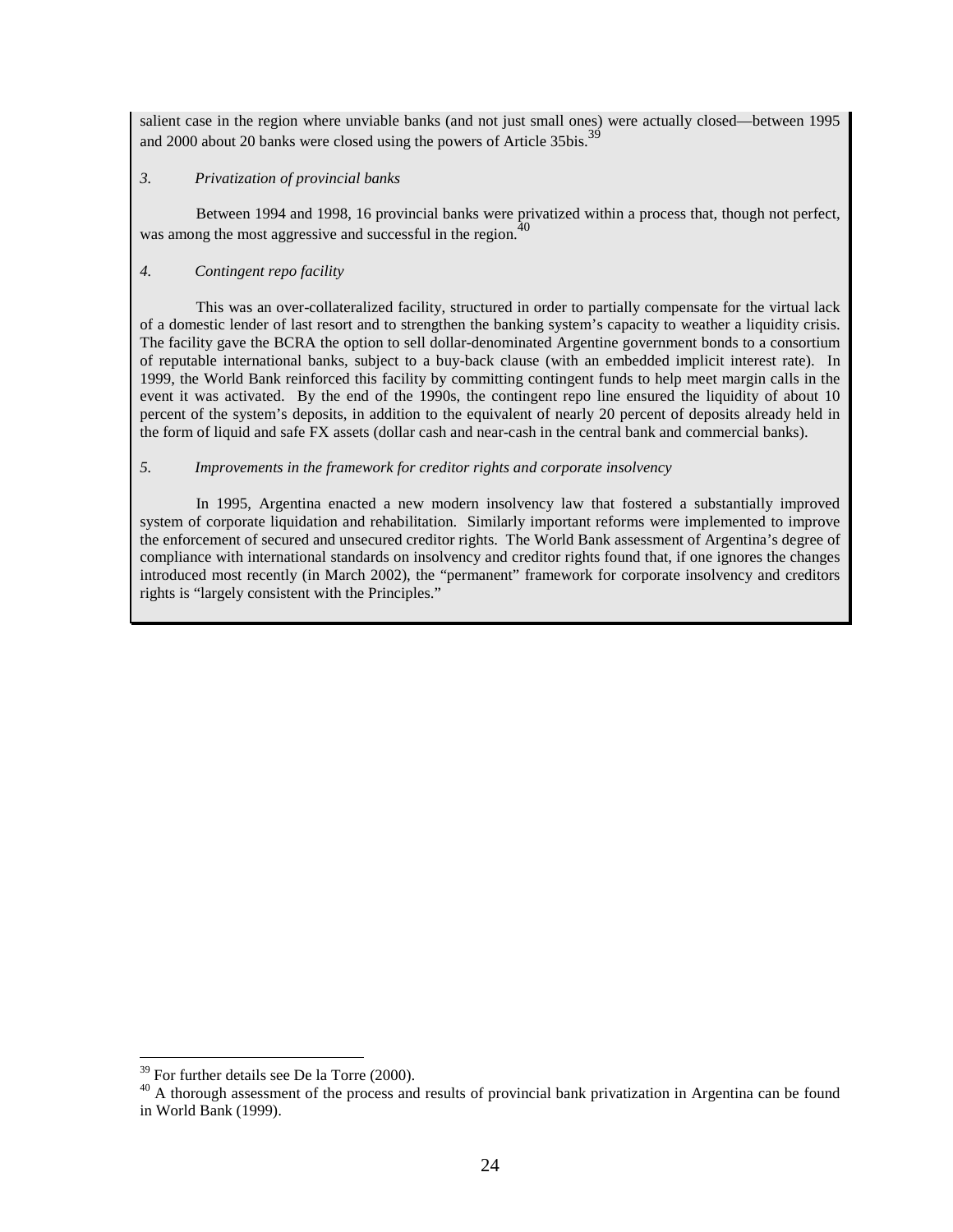salient case in the region where unviable banks (and not just small ones) were actually closed—between 1995 and 2000 about 20 banks were closed using the powers of Article 35bis.[39]

*3. Privatization of provincial banks*

Between 1994 and 1998, 16 provincial banks were privatized within a process that, though not perfect, was among the most aggressive and successful in the region.[40]

*4. Contingent repo facility*

This was an over-collateralized facility, structured in order to partially compensate for the virtual lack of a domestic lender of last resort and to strengthen the banking system's capacity to weather a liquidity crisis. The facility gave the BCRA the option to sell dollar-denominated Argentine government bonds to a consortium of reputable international banks, subject to a buy-back clause (with an embedded implicit interest rate). In 1999, the World Bank reinforced this facility by committing contingent funds to help meet margin calls in the event it was activated. By the end of the 1990s, the contingent repo line ensured the liquidity of about 10 percent of the system's deposits, in addition to the equivalent of nearly 20 percent of deposits already held in the form of liquid and safe FX assets (dollar cash and near-cash in the central bank and commercial banks).

*5. Improvements in the framework for creditor rights and corporate insolvency*

In 1995, Argentina enacted a new modern insolvency law that fostered a substantially improved system of corporate liquidation and rehabilitation. Similarly important reforms were implemented to improve the enforcement of secured and unsecured creditor rights. The World Bank assessment of Argentina's degree of compliance with international standards on insolvency and creditor rights found that, if one ignores the changes introduced most recently (in March 2002), the "permanent" framework for corporate insolvency and creditors rights is "largely consistent with the Principles."

[39] For further details see De la Torre (2000).

[40] A thorough assessment of the process and results of provincial bank privatization in Argentina can be found in World Bank (1999).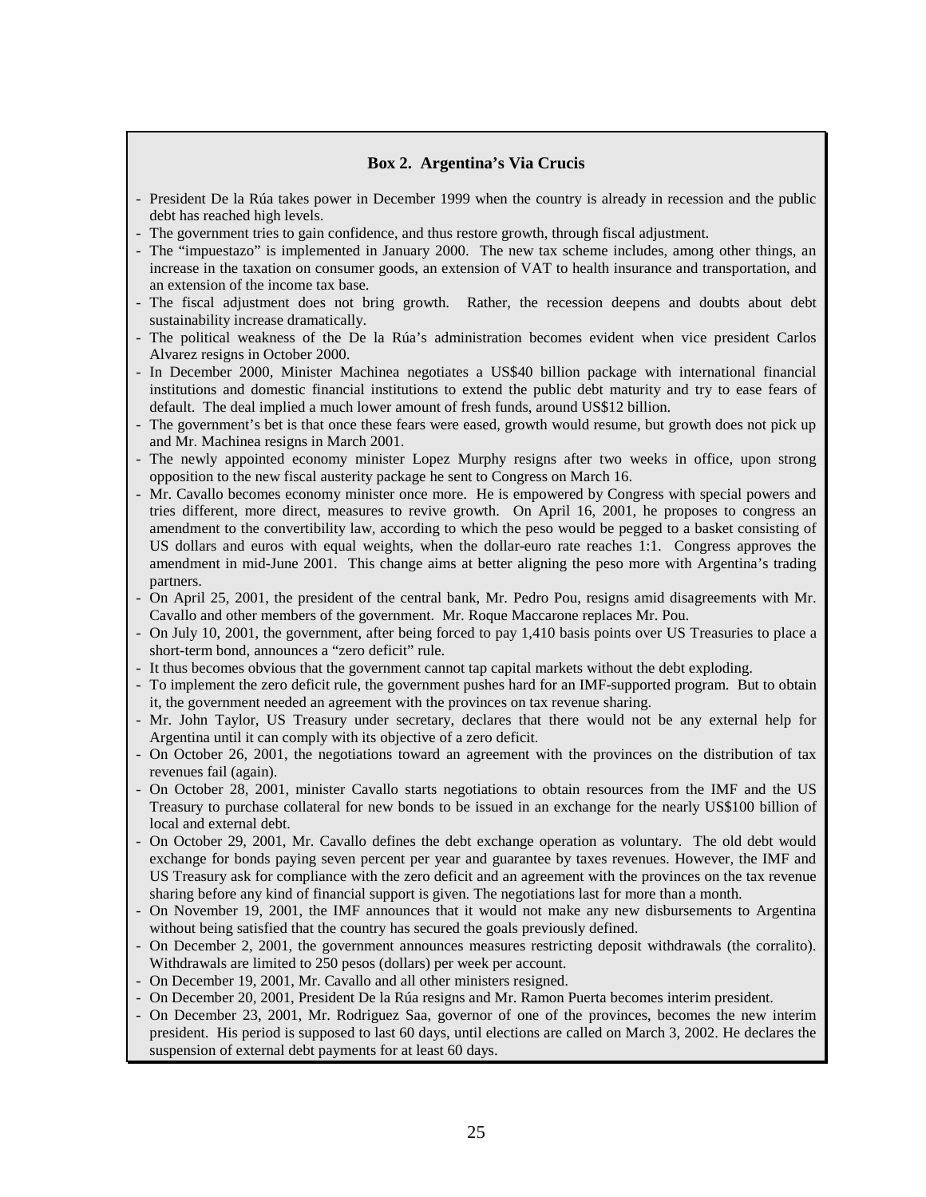### Box 2. Argentina's Via Crucis

- President De la Rúa takes power in December 1999 when the country is already in recession and the public debt has reached high levels.
- The government tries to gain confidence, and thus restore growth, through fiscal adjustment.
- The "impuestazo" is implemented in January 2000. The new tax scheme includes, among other things, an increase in the taxation on consumer goods, an extension of VAT to health insurance and transportation, and an extension of the income tax base.
- The fiscal adjustment does not bring growth. Rather, the recession deepens and doubts about debt sustainability increase dramatically.
- The political weakness of the De la Rúa's administration becomes evident when vice president Carlos Alvarez resigns in October 2000.
- In December 2000, Minister Machinea negotiates a US$40 billion package with international financial institutions and domestic financial institutions to extend the public debt maturity and try to ease fears of default. The deal implied a much lower amount of fresh funds, around US$12 billion.
- The government's bet is that once these fears were eased, growth would resume, but growth does not pick up and Mr. Machinea resigns in March 2001.
- The newly appointed economy minister Lopez Murphy resigns after two weeks in office, upon strong opposition to the new fiscal austerity package he sent to Congress on March 16.
- Mr. Cavallo becomes economy minister once more. He is empowered by Congress with special powers and tries different, more direct, measures to revive growth. On April 16, 2001, he proposes to congress an amendment to the convertibility law, according to which the peso would be pegged to a basket consisting of US dollars and euros with equal weights, when the dollar-euro rate reaches 1:1. Congress approves the amendment in mid-June 2001. This change aims at better aligning the peso more with Argentina's trading partners.
- On April 25, 2001, the president of the central bank, Mr. Pedro Pou, resigns amid disagreements with Mr. Cavallo and other members of the government. Mr. Roque Maccarone replaces Mr. Pou.
- On July 10, 2001, the government, after being forced to pay 1,410 basis points over US Treasuries to place a short-term bond, announces a "zero deficit" rule.
- It thus becomes obvious that the government cannot tap capital markets without the debt exploding.
- To implement the zero deficit rule, the government pushes hard for an IMF-supported program. But to obtain it, the government needed an agreement with the provinces on tax revenue sharing.
- Mr. John Taylor, US Treasury under secretary, declares that there would not be any external help for Argentina until it can comply with its objective of a zero deficit.
- On October 26, 2001, the negotiations toward an agreement with the provinces on the distribution of tax revenues fail (again).
- On October 28, 2001, minister Cavallo starts negotiations to obtain resources from the IMF and the US Treasury to purchase collateral for new bonds to be issued in an exchange for the nearly US$100 billion of local and external debt.
- On October 29, 2001, Mr. Cavallo defines the debt exchange operation as voluntary. The old debt would exchange for bonds paying seven percent per year and guarantee by taxes revenues. However, the IMF and US Treasury ask for compliance with the zero deficit and an agreement with the provinces on the tax revenue sharing before any kind of financial support is given. The negotiations last for more than a month.
- On November 19, 2001, the IMF announces that it would not make any new disbursements to Argentina without being satisfied that the country has secured the goals previously defined.
- On December 2, 2001, the government announces measures restricting deposit withdrawals (the corralito). Withdrawals are limited to 250 pesos (dollars) per week per account.
- On December 19, 2001, Mr. Cavallo and all other ministers resigned.
- On December 20, 2001, President De la Rúa resigns and Mr. Ramon Puerta becomes interim president.
- On December 23, 2001, Mr. Rodriguez Saa, governor of one of the provinces, becomes the new interim president. His period is supposed to last 60 days, until elections are called on March 3, 2002. He declares the suspension of external debt payments for at least 60 days.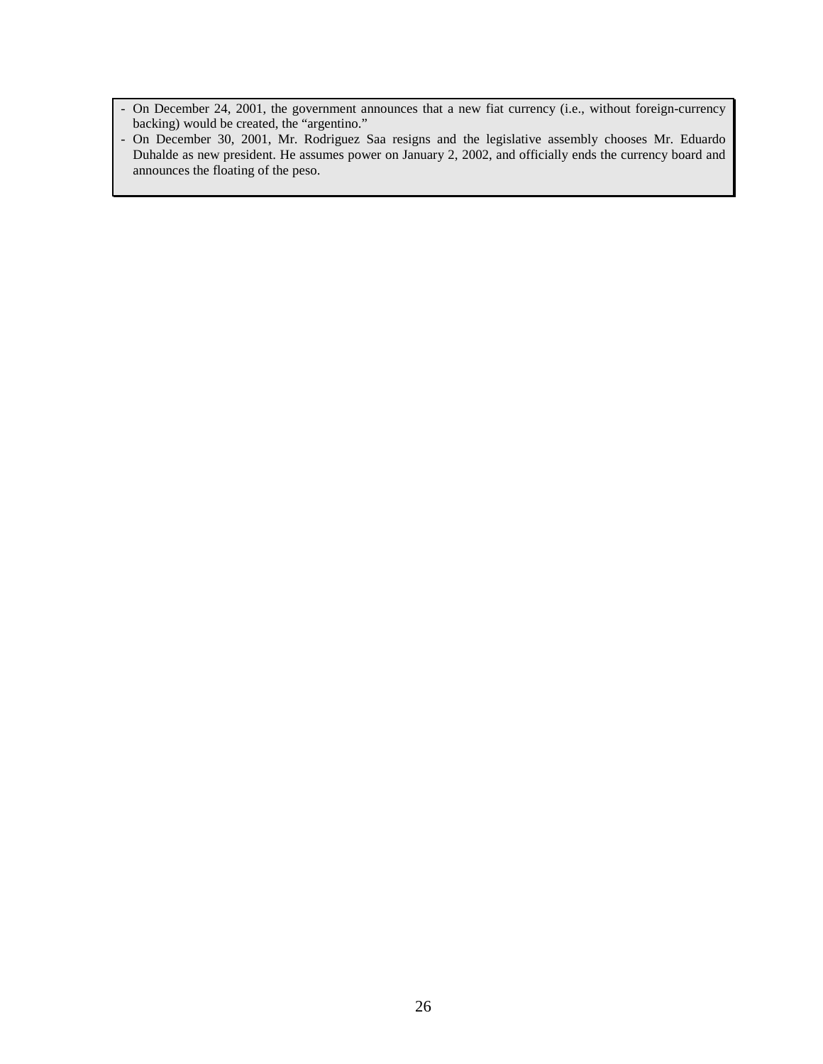- On December 24, 2001, the government announces that a new fiat currency (i.e., without foreign-currency backing) would be created, the "argentino."
- On December 30, 2001, Mr. Rodriguez Saa resigns and the legislative assembly chooses Mr. Eduardo Duhalde as new president. He assumes power on January 2, 2002, and officially ends the currency board and announces the floating of the peso.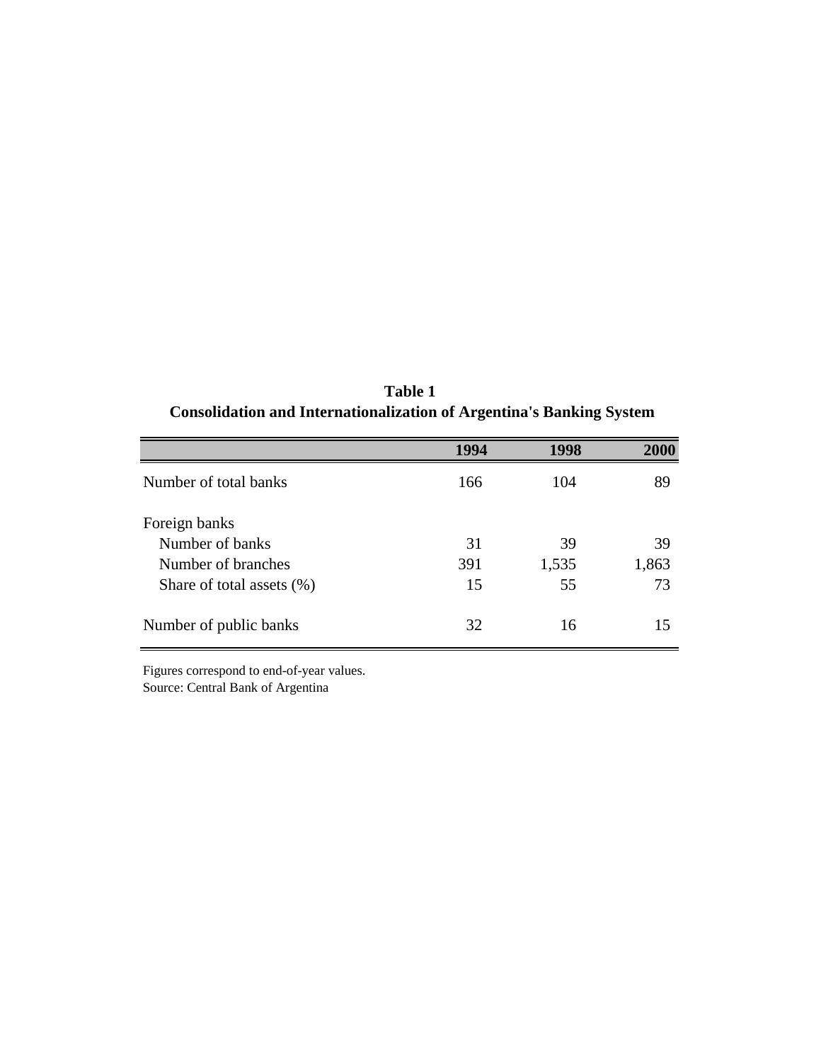**Table 1**
**Consolidation and Internationalization of Argentina's Banking System**

| | 1994 | 1998 | 2000 |
|---|---|---|---|
| Number of total banks | 166 | 104 | 89 |
| Foreign banks | | | |
| Number of banks | 31 | 39 | 39 |
| Number of branches | 391 | 1,535 | 1,863 |
| Share of total assets (%) | 15 | 55 | 73 |
| Number of public banks | 32 | 16 | 15 |

Figures correspond to end-of-year values.
Source: Central Bank of Argentina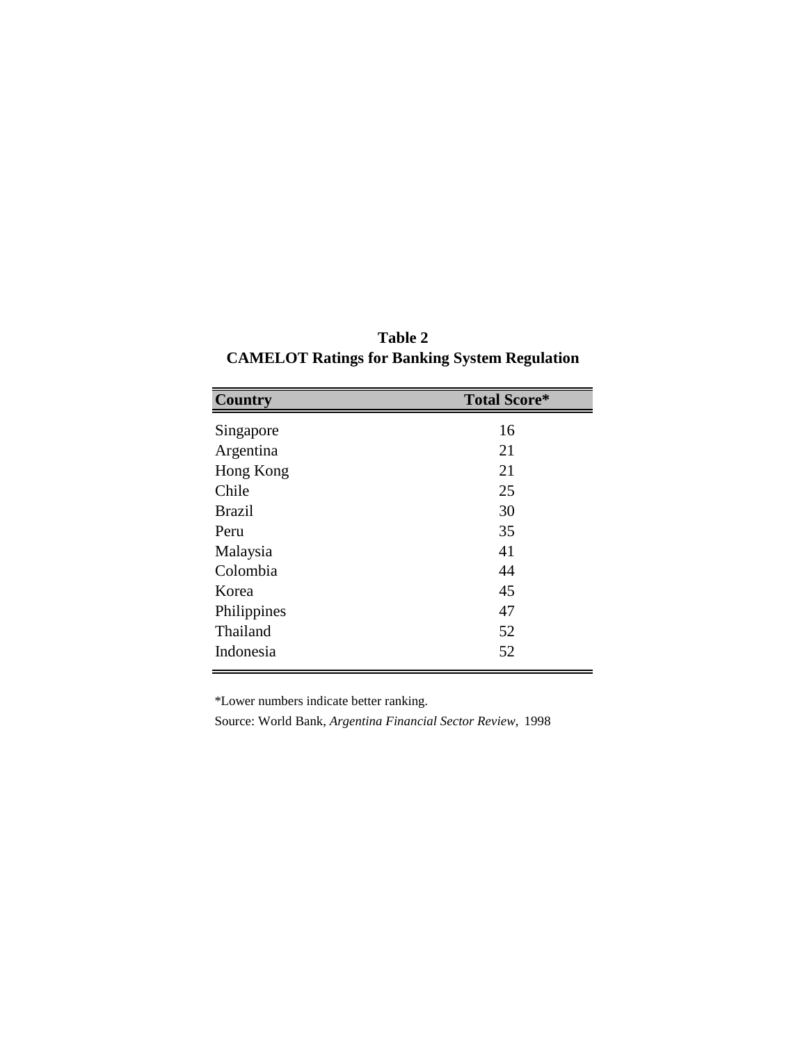**Table 2**
**CAMELOT Ratings for Banking System Regulation**

| Country | Total Score* |
|---|---|
| Singapore | 16 |
| Argentina | 21 |
| Hong Kong | 21 |
| Chile | 25 |
| Brazil | 30 |
| Peru | 35 |
| Malaysia | 41 |
| Colombia | 44 |
| Korea | 45 |
| Philippines | 47 |
| Thailand | 52 |
| Indonesia | 52 |

*Lower numbers indicate better ranking.

Source: World Bank, *Argentina Financial Sector Review,* 1998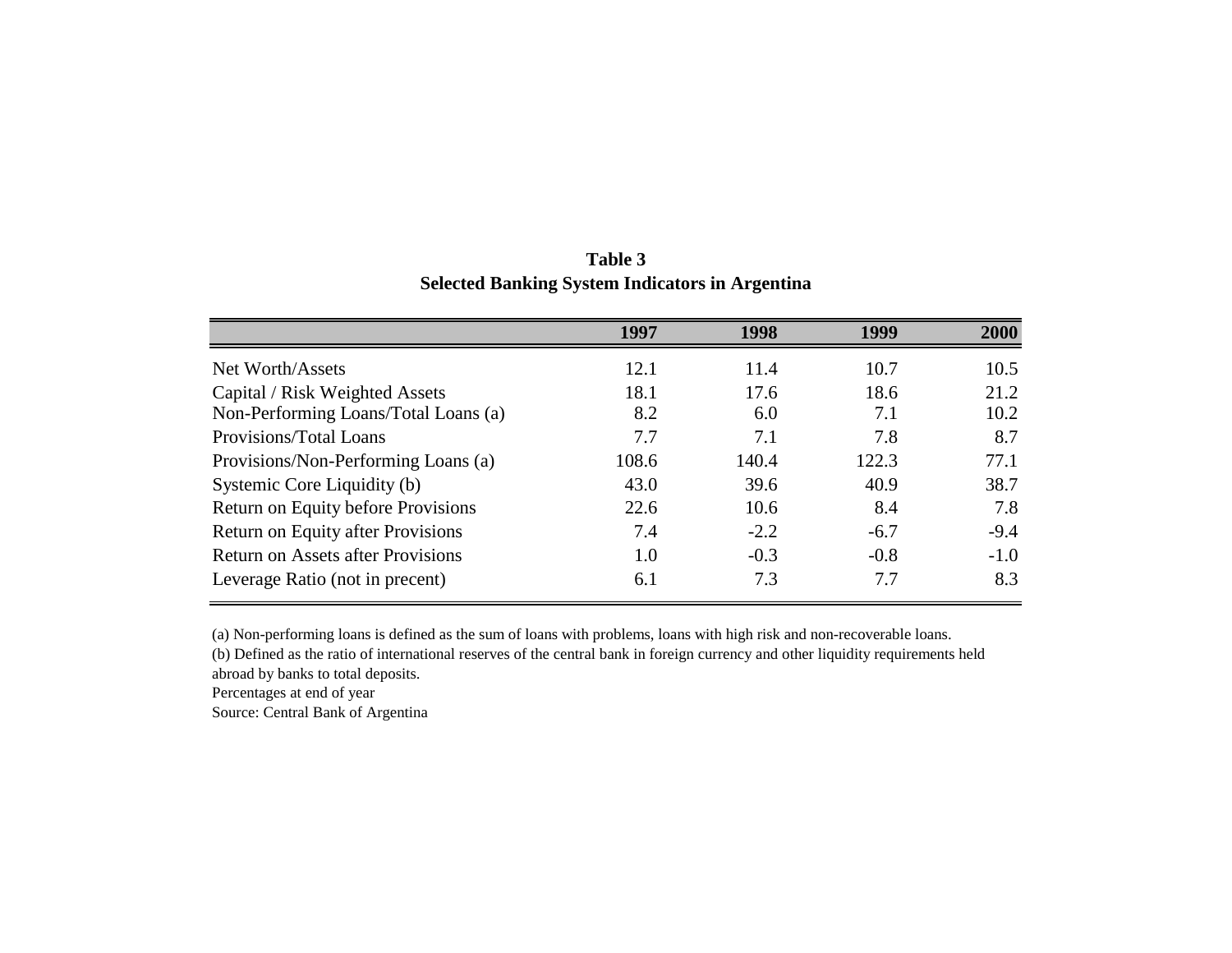**Table 3**
**Selected Banking System Indicators in Argentina**

| | 1997 | 1998 | 1999 | 2000 |
|---|---|---|---|---|
| Net Worth/Assets | 12.1 | 11.4 | 10.7 | 10.5 |
| Capital / Risk Weighted Assets | 18.1 | 17.6 | 18.6 | 21.2 |
| Non-Performing Loans/Total Loans (a) | 8.2 | 6.0 | 7.1 | 10.2 |
| Provisions/Total Loans | 7.7 | 7.1 | 7.8 | 8.7 |
| Provisions/Non-Performing Loans (a) | 108.6 | 140.4 | 122.3 | 77.1 |
| Systemic Core Liquidity (b) | 43.0 | 39.6 | 40.9 | 38.7 |
| Return on Equity before Provisions | 22.6 | 10.6 | 8.4 | 7.8 |
| Return on Equity after Provisions | 7.4 | -2.2 | -6.7 | -9.4 |
| Return on Assets after Provisions | 1.0 | -0.3 | -0.8 | -1.0 |
| Leverage Ratio (not in precent) | 6.1 | 7.3 | 7.7 | 8.3 |

(a) Non-performing loans is defined as the sum of loans with problems, loans with high risk and non-recoverable loans.
(b) Defined as the ratio of international reserves of the central bank in foreign currency and other liquidity requirements held abroad by banks to total deposits.
Percentages at end of year
Source: Central Bank of Argentina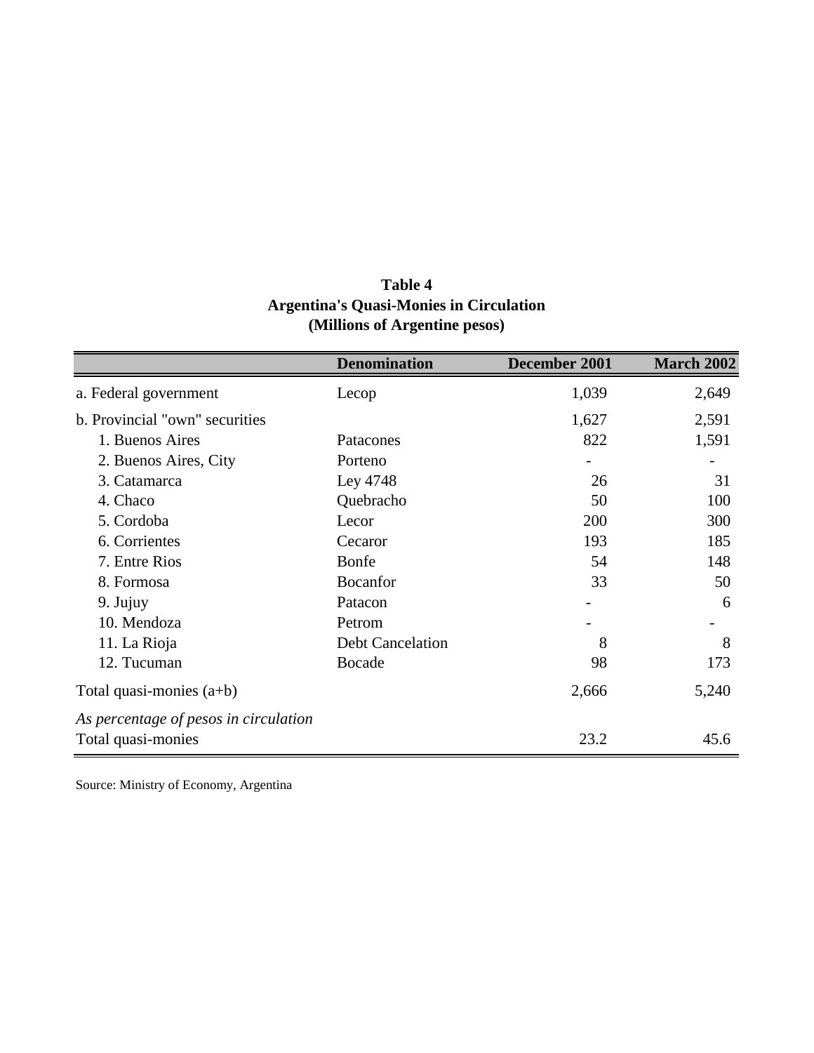**Table 4**
**Argentina's Quasi-Monies in Circulation**
**(Millions of Argentine pesos)**

| | Denomination | December 2001 | March 2002 |
|---|---|---|---|
| a. Federal government | Lecop | 1,039 | 2,649 |
| b. Provincial "own" securities | | 1,627 | 2,591 |
| 1. Buenos Aires | Patacones | 822 | 1,591 |
| 2. Buenos Aires, City | Porteno | - | - |
| 3. Catamarca | Ley 4748 | 26 | 31 |
| 4. Chaco | Quebracho | 50 | 100 |
| 5. Cordoba | Lecor | 200 | 300 |
| 6. Corrientes | Cecaror | 193 | 185 |
| 7. Entre Rios | Bonfe | 54 | 148 |
| 8. Formosa | Bocanfor | 33 | 50 |
| 9. Jujuy | Patacon | - | 6 |
| 10. Mendoza | Petrom | - | - |
| 11. La Rioja | Debt Cancelation | 8 | 8 |
| 12. Tucuman | Bocade | 98 | 173 |
| Total quasi-monies (a+b) | | 2,666 | 5,240 |
| *As percentage of pesos in circulation* | | | |
| Total quasi-monies | | 23.2 | 45.6 |

Source: Ministry of Economy, Argentina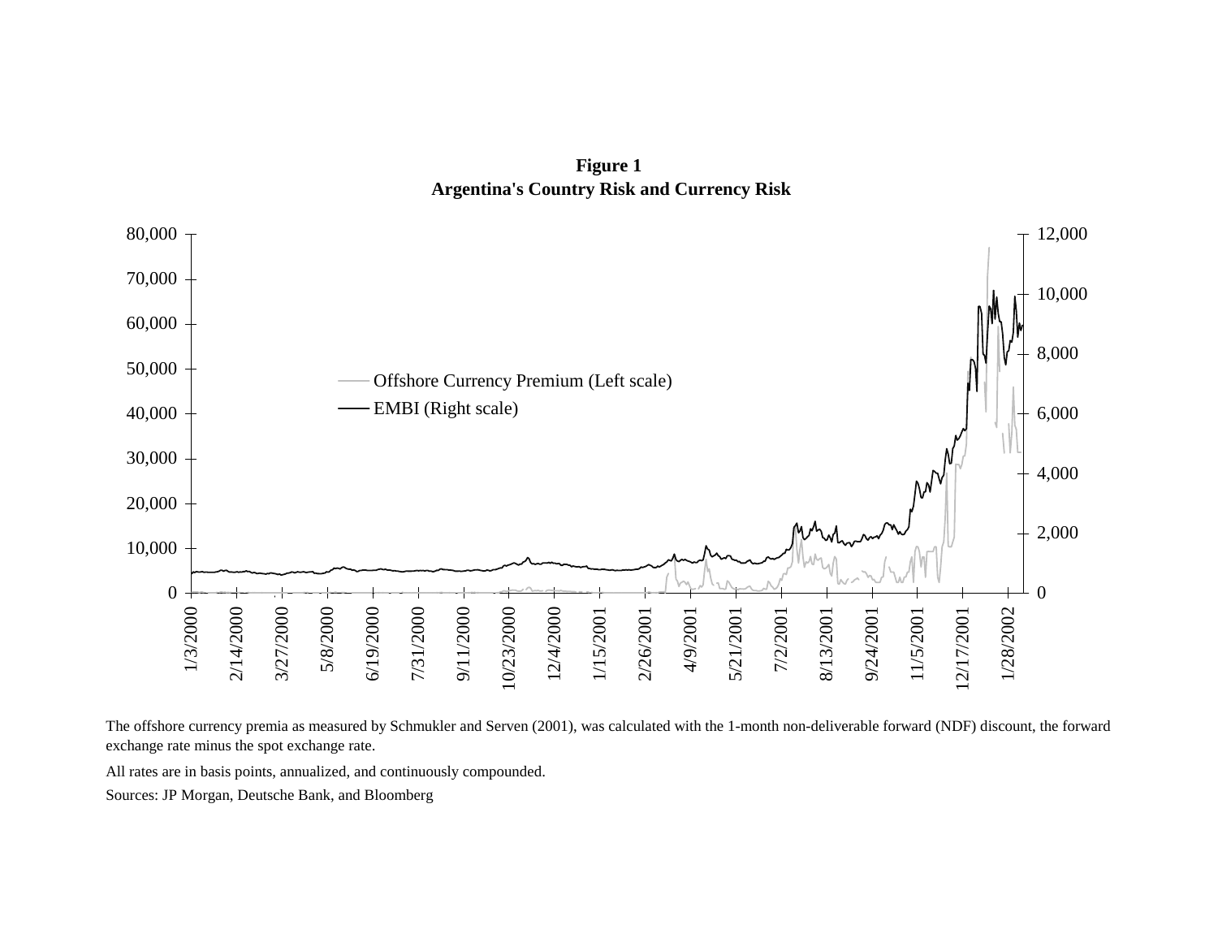**Figure 1**
**Argentina's Country Risk and Currency Risk**

The offshore currency premia as measured by Schmukler and Serven (2001), was calculated with the 1-month non-deliverable forward (NDF) discount, the forward exchange rate minus the spot exchange rate.

All rates are in basis points, annualized, and continuously compounded.

Sources: JP Morgan, Deutsche Bank, and Bloomberg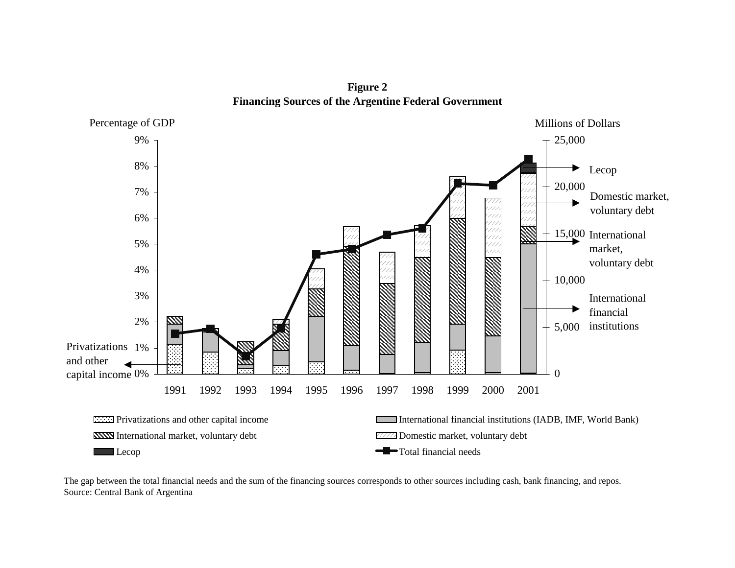**Figure 2**
**Financing Sources of the Argentine Federal Government**

The gap between the total financial needs and the sum of the financing sources corresponds to other sources including cash, bank financing, and repos.
Source: Central Bank of Argentina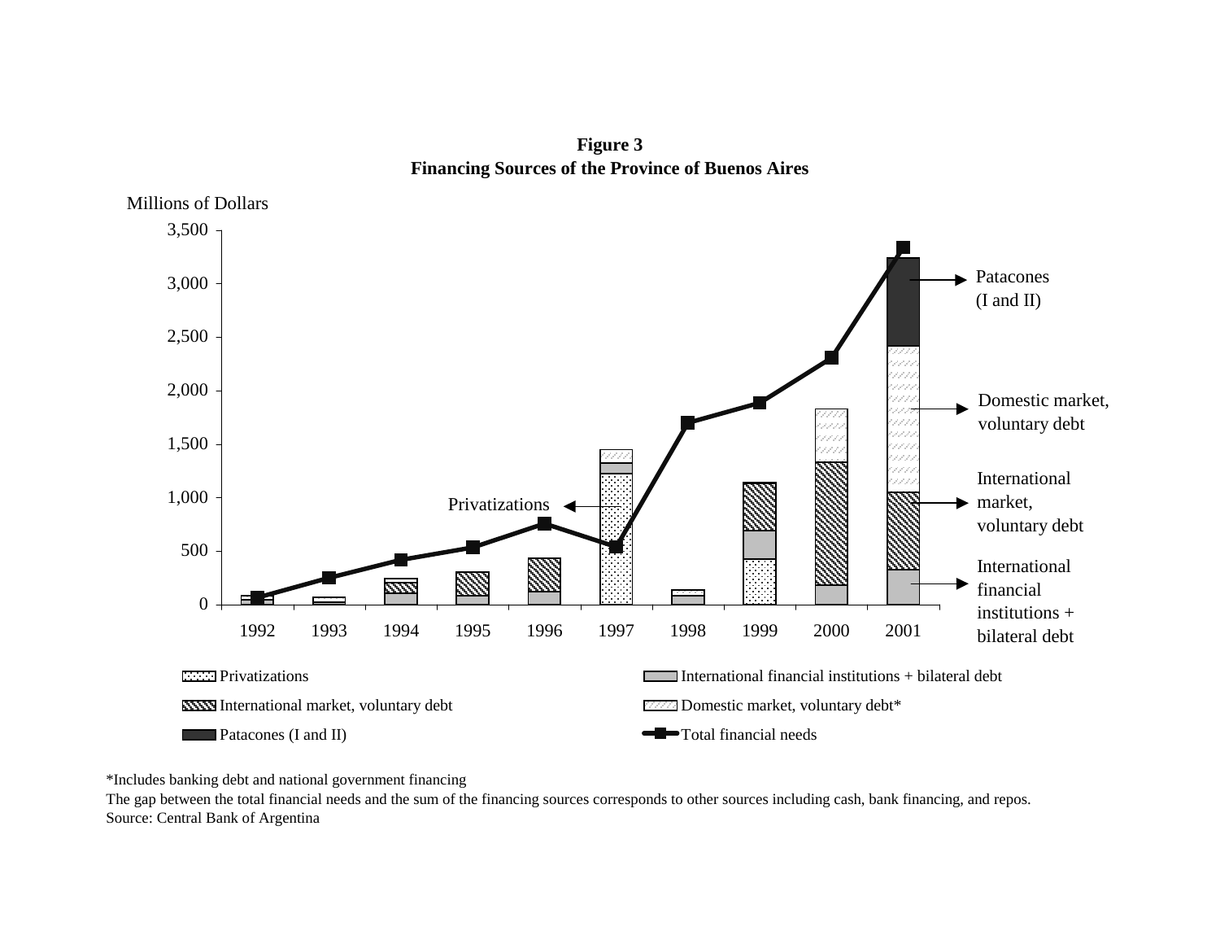**Figure 3**
**Financing Sources of the Province of Buenos Aires**

*Includes banking debt and national government financing

The gap between the total financial needs and the sum of the financing sources corresponds to other sources including cash, bank financing, and repos.

Source: Central Bank of Argentina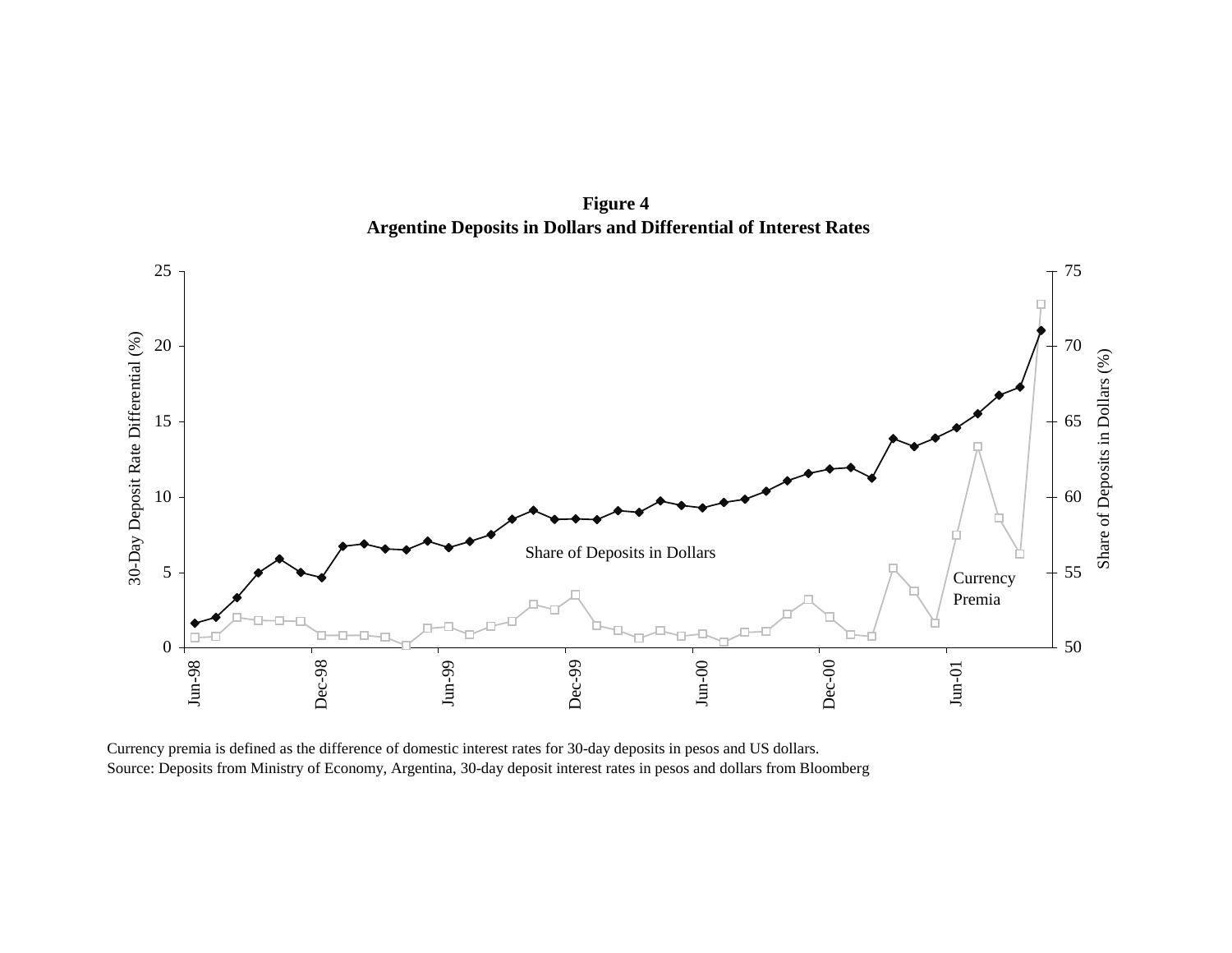**Figure 4**
**Argentine Deposits in Dollars and Differential of Interest Rates**

Currency premia is defined as the difference of domestic interest rates for 30-day deposits in pesos and US dollars.
Source: Deposits from Ministry of Economy, Argentina, 30-day deposit interest rates in pesos and dollars from Bloomberg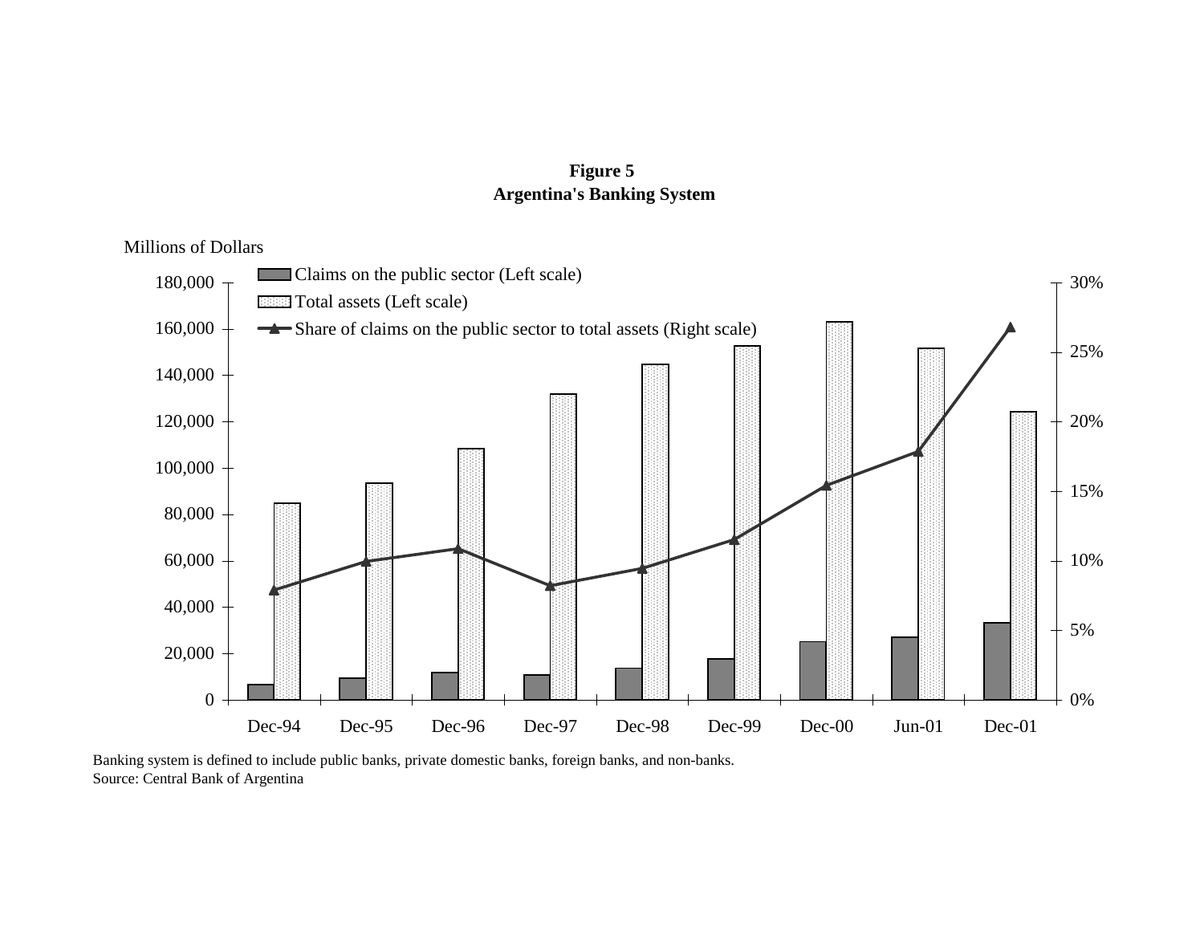**Figure 5**
**Argentina's Banking System**

Millions of Dollars

Claims on the public sector (Left scale)
Total assets (Left scale)
Share of claims on the public sector to total assets (Right scale)

180,000
160,000
140,000
120,000
100,000
80,000
60,000
40,000
20,000
0

30%
25%
20%
15%
10%
5%
0%

Dec-94 Dec-95 Dec-96 Dec-97 Dec-98 Dec-99 Dec-00 Jun-01 Dec-01

Banking system is defined to include public banks, private domestic banks, foreign banks, and non-banks.
Source: Central Bank of Argentina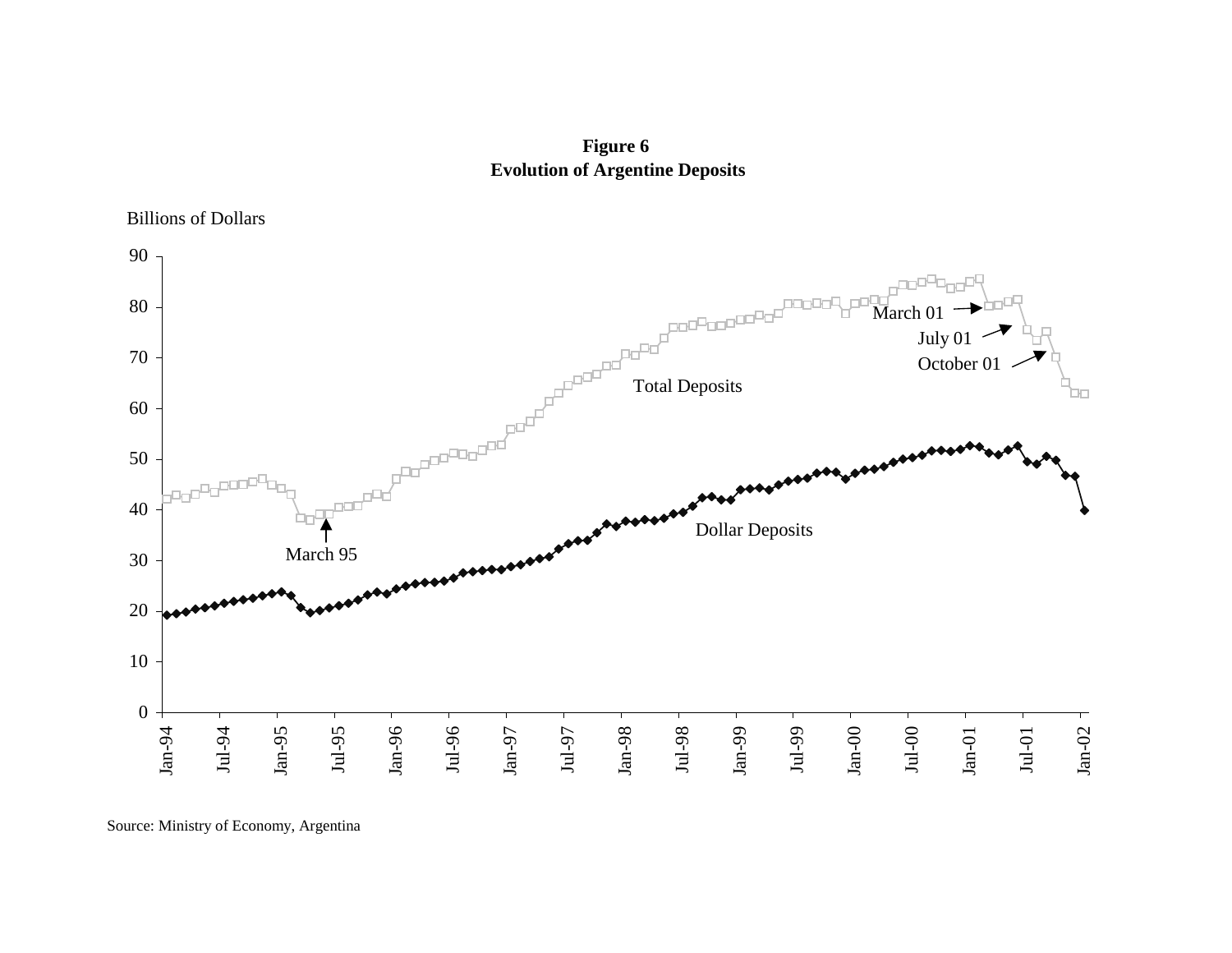**Figure 6**
**Evolution of Argentine Deposits**

Billions of Dollars

90
80
70
60
50
40
30
20
10
0

Jan-94
Jul-94
Jan-95
Jul-95
Jan-96
Jul-96
Jan-97
Jul-97
Jan-98
Jul-98
Jan-99
Jul-99
Jan-00
Jul-00
Jan-01
Jul-01
Jan-02

Total Deposits

Dollar Deposits

March 95

March 01

July 01

October 01

Source: Ministry of Economy, Argentina